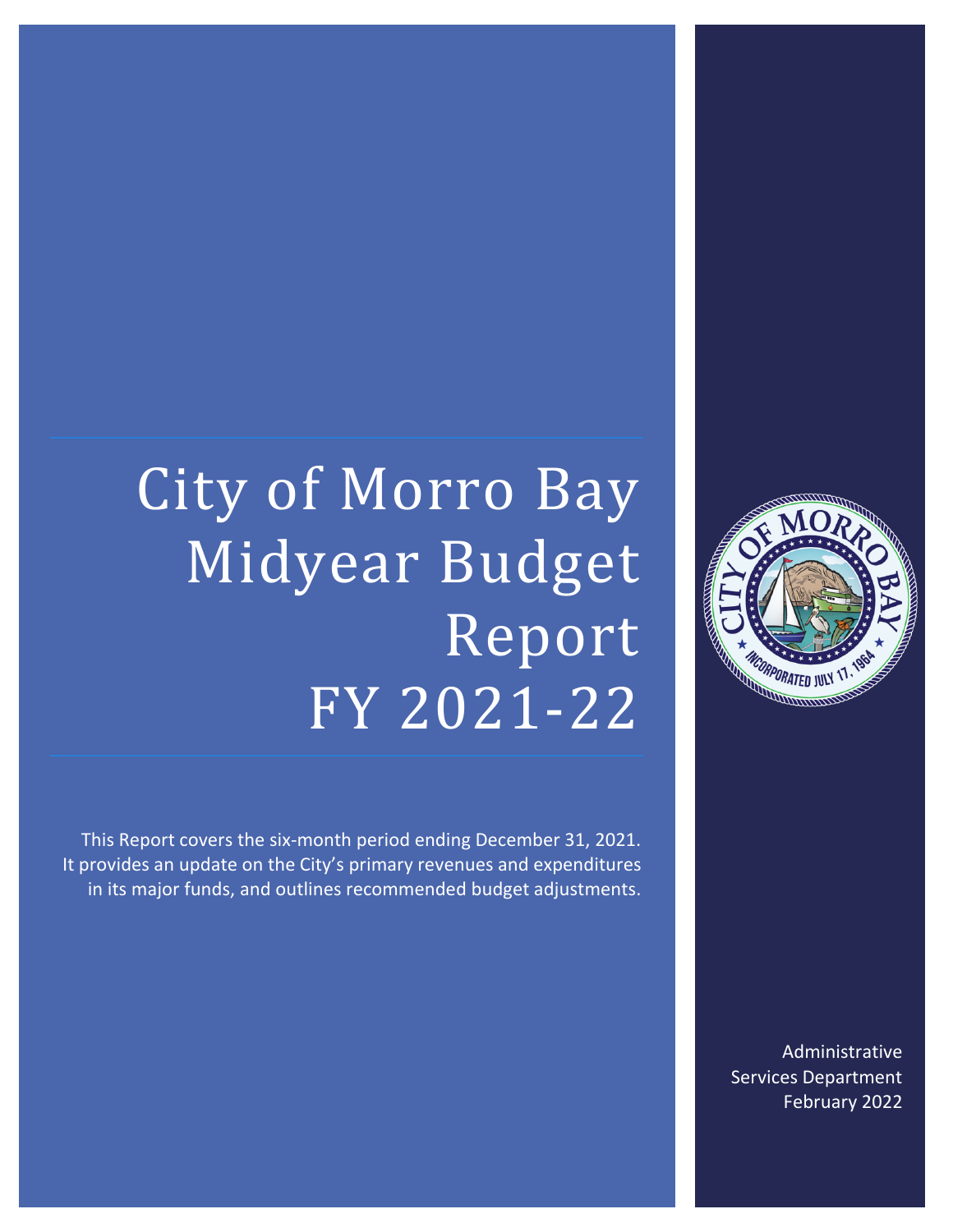# City of Morro Bay Midyear Budget Report FY 2021-22

This Report covers the six-month period ending December 31, 2021. It provides an update on the City's primary revenues and expenditures in its major funds, and outlines recommended budget adjustments.

Administrative Services Department
February 2022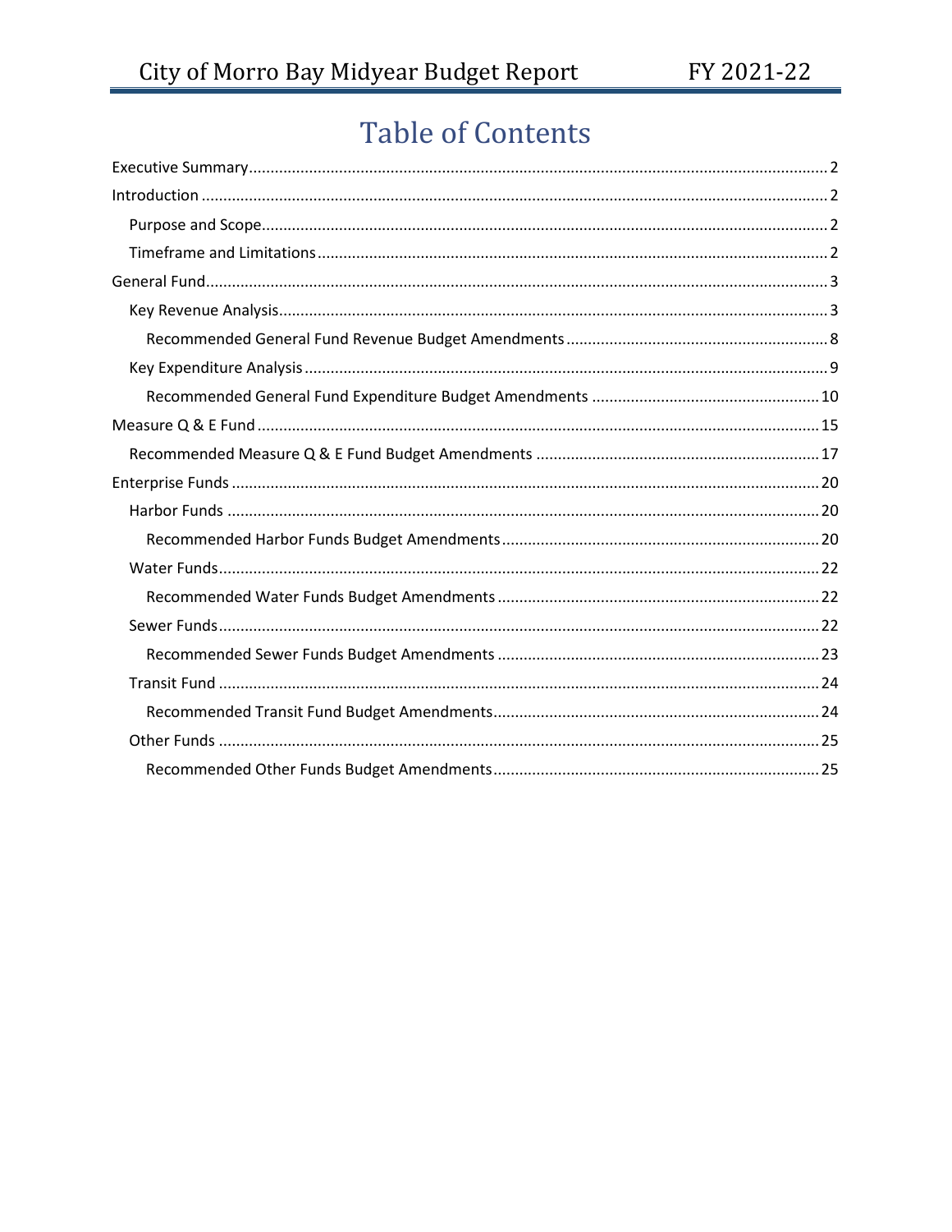# Table of Contents

- Executive Summary ........ 2
- Introduction ........ 2
  - Purpose and Scope ........ 2
  - Timeframe and Limitations ........ 2
- General Fund ........ 3
  - Key Revenue Analysis ........ 3
    - Recommended General Fund Revenue Budget Amendments ........ 8
  - Key Expenditure Analysis ........ 9
    - Recommended General Fund Expenditure Budget Amendments ........ 10
- Measure Q & E Fund ........ 15
  - Recommended Measure Q & E Fund Budget Amendments ........ 17
- Enterprise Funds ........ 20
  - Harbor Funds ........ 20
    - Recommended Harbor Funds Budget Amendments ........ 20
  - Water Funds ........ 22
    - Recommended Water Funds Budget Amendments ........ 22
  - Sewer Funds ........ 22
    - Recommended Sewer Funds Budget Amendments ........ 23
  - Transit Fund ........ 24
    - Recommended Transit Fund Budget Amendments ........ 24
  - Other Funds ........ 25
    - Recommended Other Funds Budget Amendments ........ 25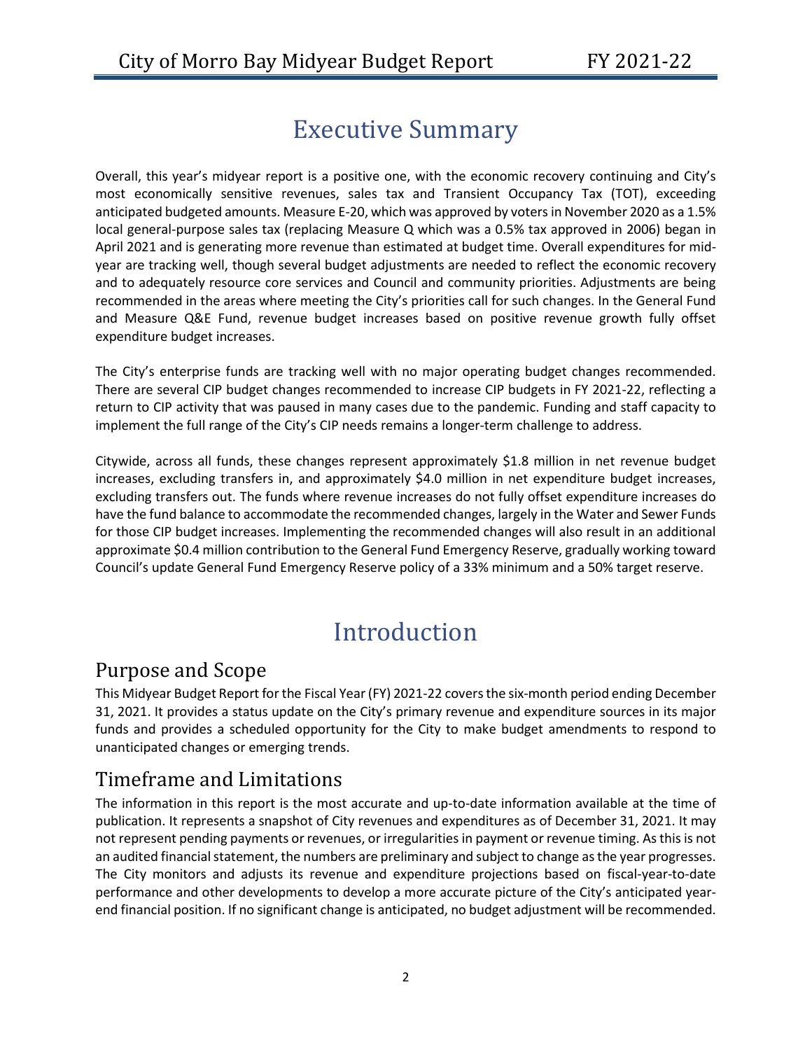# Executive Summary

Overall, this year's midyear report is a positive one, with the economic recovery continuing and City's most economically sensitive revenues, sales tax and Transient Occupancy Tax (TOT), exceeding anticipated budgeted amounts. Measure E-20, which was approved by voters in November 2020 as a 1.5% local general-purpose sales tax (replacing Measure Q which was a 0.5% tax approved in 2006) began in April 2021 and is generating more revenue than estimated at budget time. Overall expenditures for mid-year are tracking well, though several budget adjustments are needed to reflect the economic recovery and to adequately resource core services and Council and community priorities. Adjustments are being recommended in the areas where meeting the City's priorities call for such changes. In the General Fund and Measure Q&E Fund, revenue budget increases based on positive revenue growth fully offset expenditure budget increases.

The City's enterprise funds are tracking well with no major operating budget changes recommended. There are several CIP budget changes recommended to increase CIP budgets in FY 2021-22, reflecting a return to CIP activity that was paused in many cases due to the pandemic. Funding and staff capacity to implement the full range of the City's CIP needs remains a longer-term challenge to address.

Citywide, across all funds, these changes represent approximately $1.8 million in net revenue budget increases, excluding transfers in, and approximately $4.0 million in net expenditure budget increases, excluding transfers out. The funds where revenue increases do not fully offset expenditure increases do have the fund balance to accommodate the recommended changes, largely in the Water and Sewer Funds for those CIP budget increases. Implementing the recommended changes will also result in an additional approximate $0.4 million contribution to the General Fund Emergency Reserve, gradually working toward Council's update General Fund Emergency Reserve policy of a 33% minimum and a 50% target reserve.

# Introduction

## Purpose and Scope

This Midyear Budget Report for the Fiscal Year (FY) 2021-22 covers the six-month period ending December 31, 2021. It provides a status update on the City's primary revenue and expenditure sources in its major funds and provides a scheduled opportunity for the City to make budget amendments to respond to unanticipated changes or emerging trends.

## Timeframe and Limitations

The information in this report is the most accurate and up-to-date information available at the time of publication. It represents a snapshot of City revenues and expenditures as of December 31, 2021. It may not represent pending payments or revenues, or irregularities in payment or revenue timing. As this is not an audited financial statement, the numbers are preliminary and subject to change as the year progresses. The City monitors and adjusts its revenue and expenditure projections based on fiscal-year-to-date performance and other developments to develop a more accurate picture of the City's anticipated year-end financial position. If no significant change is anticipated, no budget adjustment will be recommended.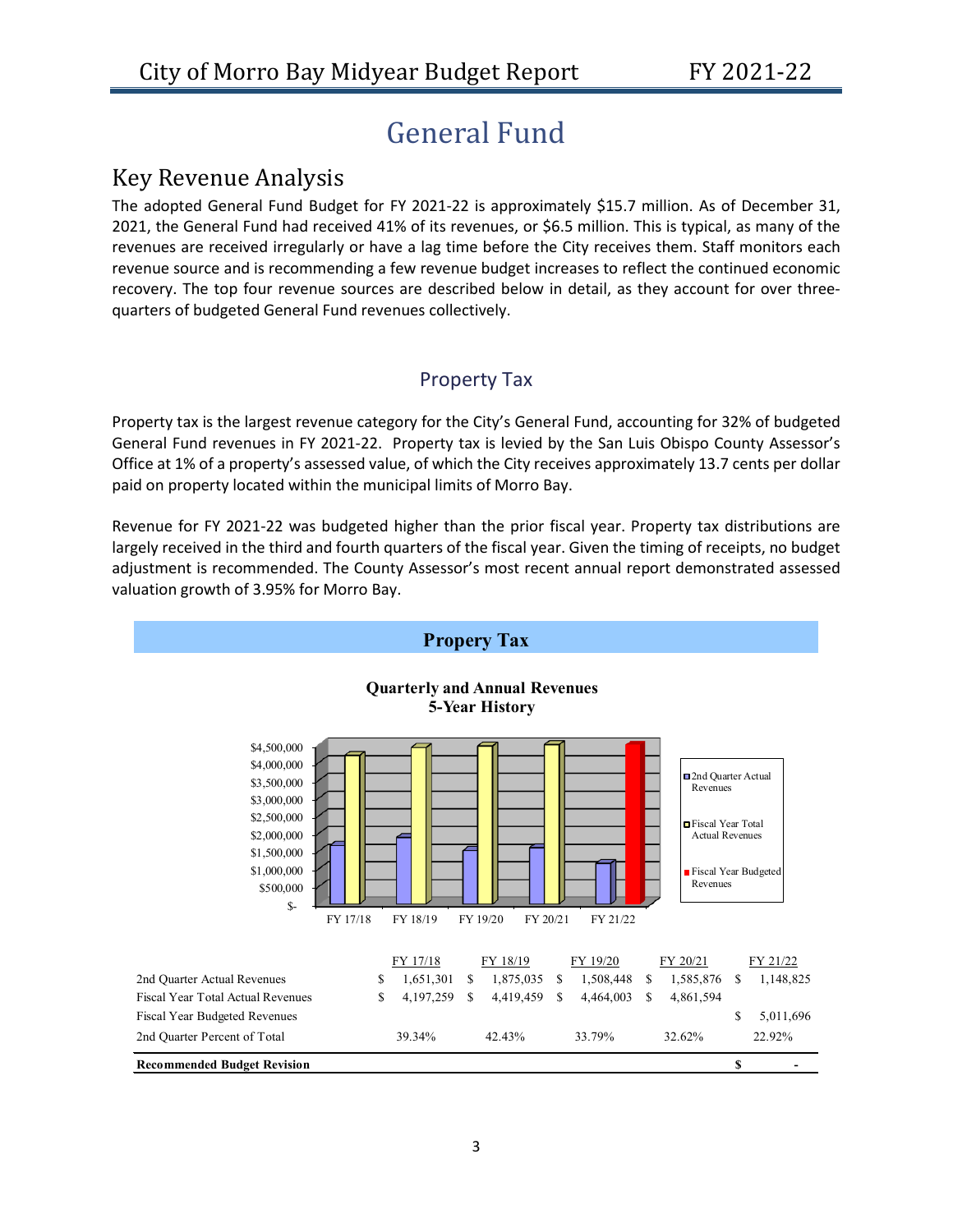# General Fund

## Key Revenue Analysis

The adopted General Fund Budget for FY 2021-22 is approximately $15.7 million. As of December 31, 2021, the General Fund had received 41% of its revenues, or $6.5 million. This is typical, as many of the revenues are received irregularly or have a lag time before the City receives them. Staff monitors each revenue source and is recommending a few revenue budget increases to reflect the continued economic recovery. The top four revenue sources are described below in detail, as they account for over three-quarters of budgeted General Fund revenues collectively.

### Property Tax

Property tax is the largest revenue category for the City's General Fund, accounting for 32% of budgeted General Fund revenues in FY 2021-22. Property tax is levied by the San Luis Obispo County Assessor's Office at 1% of a property's assessed value, of which the City receives approximately 13.7 cents per dollar paid on property located within the municipal limits of Morro Bay.

Revenue for FY 2021-22 was budgeted higher than the prior fiscal year. Property tax distributions are largely received in the third and fourth quarters of the fiscal year. Given the timing of receipts, no budget adjustment is recommended. The County Assessor's most recent annual report demonstrated assessed valuation growth of 3.95% for Morro Bay.

**Propery Tax**

**Quarterly and Annual Revenues**
**5-Year History**

| | FY 17/18 | FY 18/19 | FY 19/20 | FY 20/21 | FY 21/22 |
|---|---|---|---|---|---|
| 2nd Quarter Actual Revenues | $ 1,651,301 | $ 1,875,035 | $ 1,508,448 | $ 1,585,876 | $ 1,148,825 |
| Fiscal Year Total Actual Revenues | $ 4,197,259 | $ 4,419,459 | $ 4,464,003 | $ 4,861,594 | |
| Fiscal Year Budgeted Revenues | | | | | $ 5,011,696 |
| 2nd Quarter Percent of Total | 39.34% | 42.43% | 33.79% | 32.62% | 22.92% |
| **Recommended Budget Revision** | | | | | **$ -** |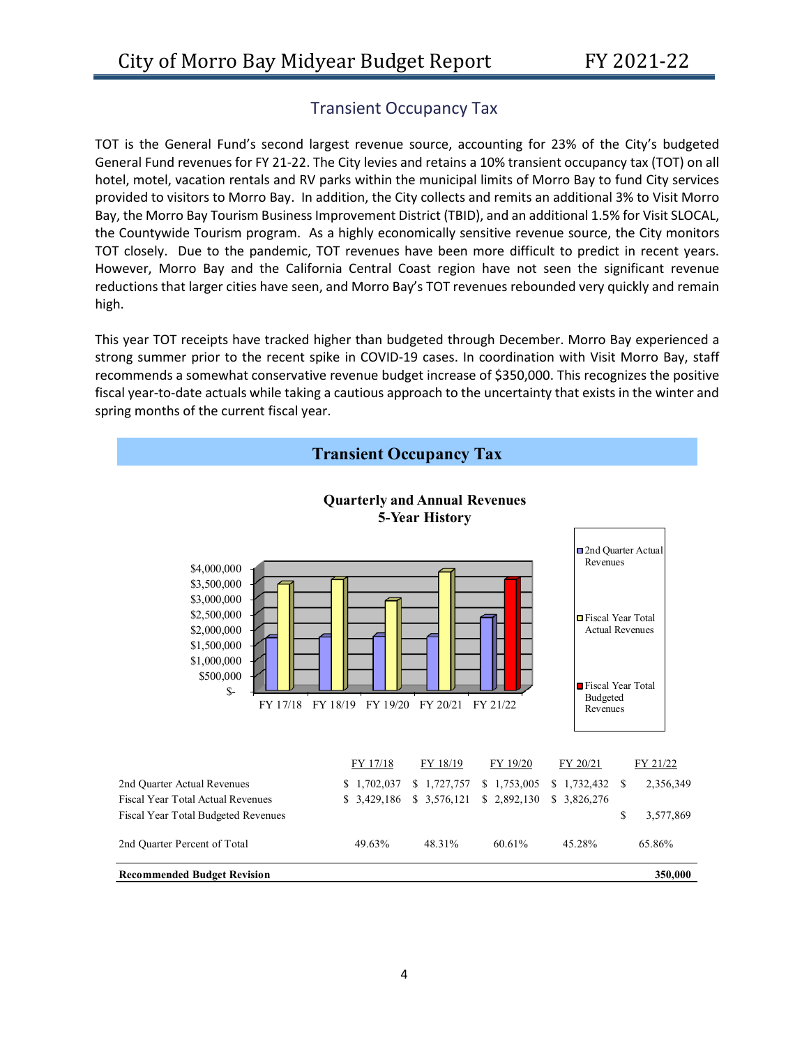## Transient Occupancy Tax

TOT is the General Fund's second largest revenue source, accounting for 23% of the City's budgeted General Fund revenues for FY 21-22. The City levies and retains a 10% transient occupancy tax (TOT) on all hotel, motel, vacation rentals and RV parks within the municipal limits of Morro Bay to fund City services provided to visitors to Morro Bay. In addition, the City collects and remits an additional 3% to Visit Morro Bay, the Morro Bay Tourism Business Improvement District (TBID), and an additional 1.5% for Visit SLOCAL, the Countywide Tourism program. As a highly economically sensitive revenue source, the City monitors TOT closely. Due to the pandemic, TOT revenues have been more difficult to predict in recent years. However, Morro Bay and the California Central Coast region have not seen the significant revenue reductions that larger cities have seen, and Morro Bay's TOT revenues rebounded very quickly and remain high.

This year TOT receipts have tracked higher than budgeted through December. Morro Bay experienced a strong summer prior to the recent spike in COVID-19 cases. In coordination with Visit Morro Bay, staff recommends a somewhat conservative revenue budget increase of $350,000. This recognizes the positive fiscal year-to-date actuals while taking a cautious approach to the uncertainty that exists in the winter and spring months of the current fiscal year.

### Transient Occupancy Tax

**Quarterly and Annual Revenues**
**5-Year History**

| | FY 17/18 | FY 18/19 | FY 19/20 | FY 20/21 | FY 21/22 |
|---|---|---|---|---|---|
| 2nd Quarter Actual Revenues | $ 1,702,037 | $ 1,727,757 | $ 1,753,005 | $ 1,732,432 | $ 2,356,349 |
| Fiscal Year Total Actual Revenues | $ 3,429,186 | $ 3,576,121 | $ 2,892,130 | $ 3,826,276 | |
| Fiscal Year Total Budgeted Revenues | | | | | $ 3,577,869 |
| 2nd Quarter Percent of Total | 49.63% | 48.31% | 60.61% | 45.28% | 65.86% |
| **Recommended Budget Revision** | | | | | **350,000** |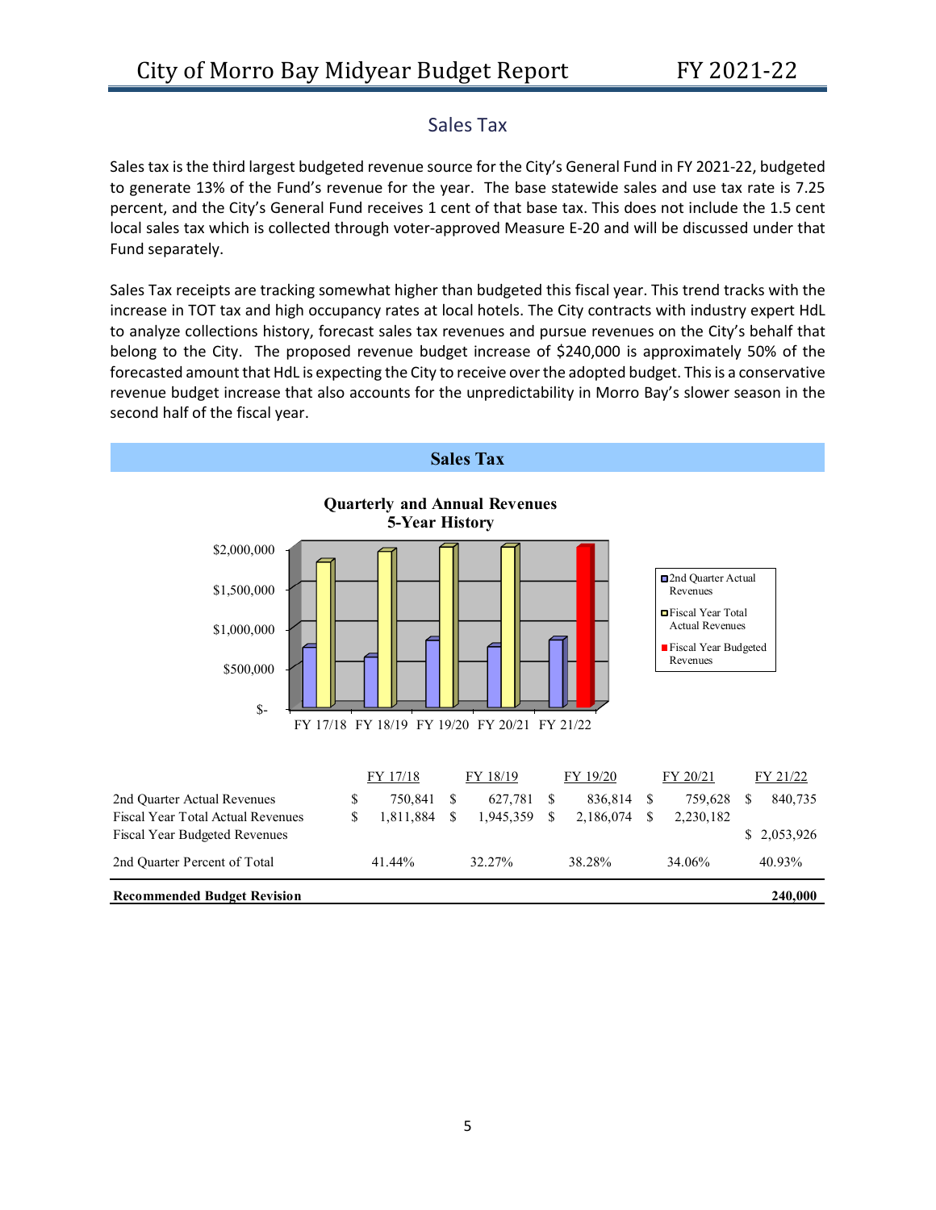## Sales Tax

Sales tax is the third largest budgeted revenue source for the City's General Fund in FY 2021-22, budgeted to generate 13% of the Fund's revenue for the year. The base statewide sales and use tax rate is 7.25 percent, and the City's General Fund receives 1 cent of that base tax. This does not include the 1.5 cent local sales tax which is collected through voter-approved Measure E-20 and will be discussed under that Fund separately.

Sales Tax receipts are tracking somewhat higher than budgeted this fiscal year. This trend tracks with the increase in TOT tax and high occupancy rates at local hotels. The City contracts with industry expert HdL to analyze collections history, forecast sales tax revenues and pursue revenues on the City's behalf that belong to the City. The proposed revenue budget increase of $240,000 is approximately 50% of the forecasted amount that HdL is expecting the City to receive over the adopted budget. This is a conservative revenue budget increase that also accounts for the unpredictability in Morro Bay's slower season in the second half of the fiscal year.

### Sales Tax

**Quarterly and Annual Revenues**
**5-Year History**

| | FY 17/18 | FY 18/19 | FY 19/20 | FY 20/21 | FY 21/22 |
|---|---|---|---|---|---|
| 2nd Quarter Actual Revenues | $ 750,841 | $ 627,781 | $ 836,814 | $ 759,628 | $ 840,735 |
| Fiscal Year Total Actual Revenues | $ 1,811,884 | $ 1,945,359 | $ 2,186,074 | $ 2,230,182 | |
| Fiscal Year Budgeted Revenues | | | | | $ 2,053,926 |
| 2nd Quarter Percent of Total | 41.44% | 32.27% | 38.28% | 34.06% | 40.93% |
| **Recommended Budget Revision** | | | | | **240,000** |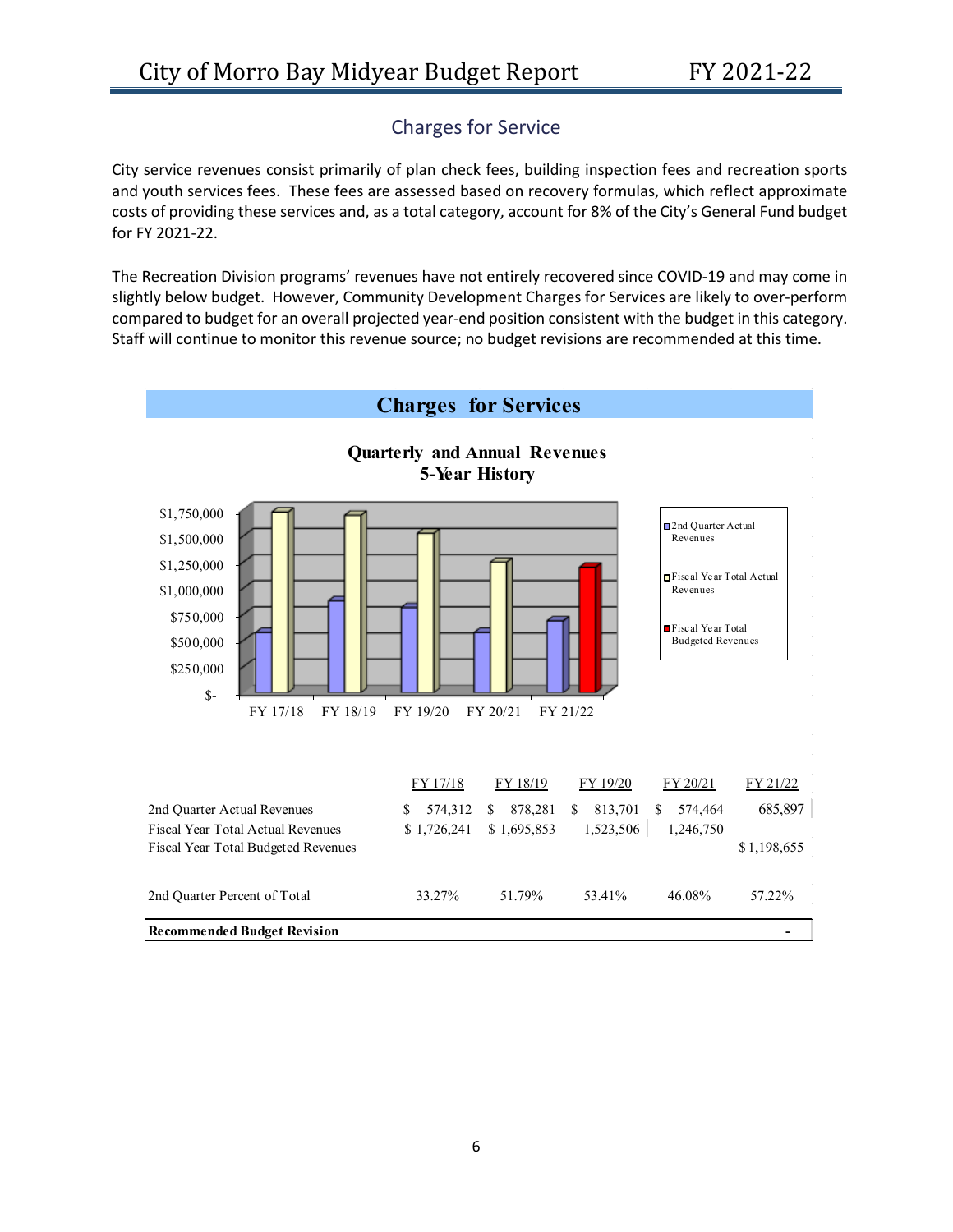## Charges for Service

City service revenues consist primarily of plan check fees, building inspection fees and recreation sports and youth services fees. These fees are assessed based on recovery formulas, which reflect approximate costs of providing these services and, as a total category, account for 8% of the City's General Fund budget for FY 2021-22.

The Recreation Division programs' revenues have not entirely recovered since COVID-19 and may come in slightly below budget. However, Community Development Charges for Services are likely to over-perform compared to budget for an overall projected year-end position consistent with the budget in this category. Staff will continue to monitor this revenue source; no budget revisions are recommended at this time.

### Charges for Services

**Quarterly and Annual Revenues**
**5-Year History**

|  | FY 17/18 | FY 18/19 | FY 19/20 | FY 20/21 | FY 21/22 |
|---|---|---|---|---|---|
| 2nd Quarter Actual Revenues | $ 574,312 | $ 878,281 | $ 813,701 | $ 574,464 | 685,897 |
| Fiscal Year Total Actual Revenues | $ 1,726,241 | $ 1,695,853 | 1,523,506 | 1,246,750 |  |
| Fiscal Year Total Budgeted Revenues |  |  |  |  | $ 1,198,655 |
| 2nd Quarter Percent of Total | 33.27% | 51.79% | 53.41% | 46.08% | 57.22% |
| **Recommended Budget Revision** |  |  |  |  | - |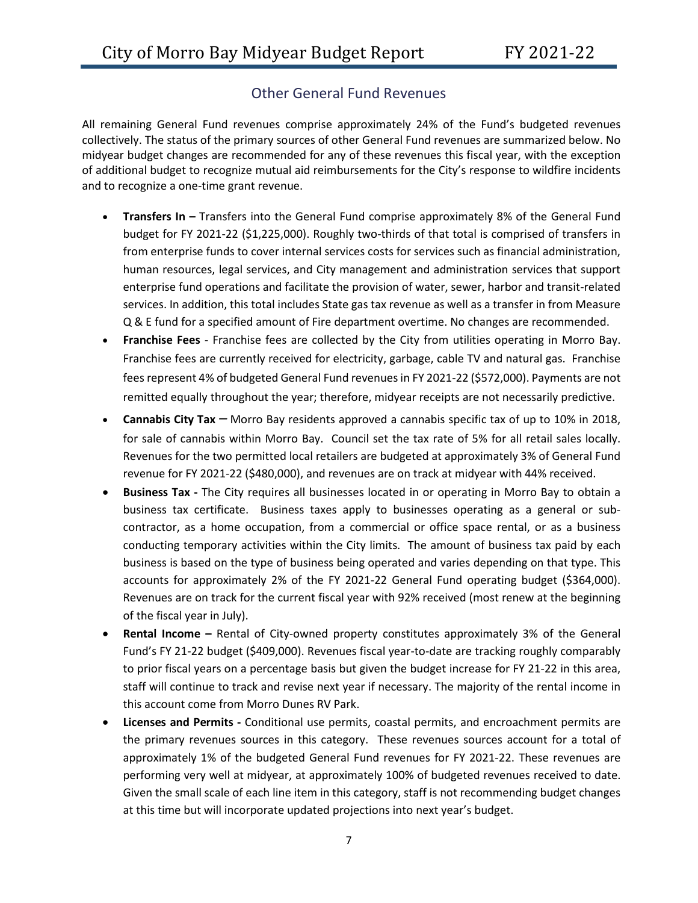## Other General Fund Revenues

All remaining General Fund revenues comprise approximately 24% of the Fund's budgeted revenues collectively. The status of the primary sources of other General Fund revenues are summarized below. No midyear budget changes are recommended for any of these revenues this fiscal year, with the exception of additional budget to recognize mutual aid reimbursements for the City's response to wildfire incidents and to recognize a one-time grant revenue.

- **Transfers In –** Transfers into the General Fund comprise approximately 8% of the General Fund budget for FY 2021-22 ($1,225,000). Roughly two-thirds of that total is comprised of transfers in from enterprise funds to cover internal services costs for services such as financial administration, human resources, legal services, and City management and administration services that support enterprise fund operations and facilitate the provision of water, sewer, harbor and transit-related services. In addition, this total includes State gas tax revenue as well as a transfer in from Measure Q & E fund for a specified amount of Fire department overtime. No changes are recommended.
- **Franchise Fees** - Franchise fees are collected by the City from utilities operating in Morro Bay. Franchise fees are currently received for electricity, garbage, cable TV and natural gas. Franchise fees represent 4% of budgeted General Fund revenues in FY 2021-22 ($572,000). Payments are not remitted equally throughout the year; therefore, midyear receipts are not necessarily predictive.
- **Cannabis City Tax** – Morro Bay residents approved a cannabis specific tax of up to 10% in 2018, for sale of cannabis within Morro Bay. Council set the tax rate of 5% for all retail sales locally. Revenues for the two permitted local retailers are budgeted at approximately 3% of General Fund revenue for FY 2021-22 ($480,000), and revenues are on track at midyear with 44% received.
- **Business Tax -** The City requires all businesses located in or operating in Morro Bay to obtain a business tax certificate. Business taxes apply to businesses operating as a general or sub-contractor, as a home occupation, from a commercial or office space rental, or as a business conducting temporary activities within the City limits. The amount of business tax paid by each business is based on the type of business being operated and varies depending on that type. This accounts for approximately 2% of the FY 2021-22 General Fund operating budget ($364,000). Revenues are on track for the current fiscal year with 92% received (most renew at the beginning of the fiscal year in July).
- **Rental Income –** Rental of City-owned property constitutes approximately 3% of the General Fund's FY 21-22 budget ($409,000). Revenues fiscal year-to-date are tracking roughly comparably to prior fiscal years on a percentage basis but given the budget increase for FY 21-22 in this area, staff will continue to track and revise next year if necessary. The majority of the rental income in this account come from Morro Dunes RV Park.
- **Licenses and Permits -** Conditional use permits, coastal permits, and encroachment permits are the primary revenues sources in this category. These revenues sources account for a total of approximately 1% of the budgeted General Fund revenues for FY 2021-22. These revenues are performing very well at midyear, at approximately 100% of budgeted revenues received to date. Given the small scale of each line item in this category, staff is not recommending budget changes at this time but will incorporate updated projections into next year's budget.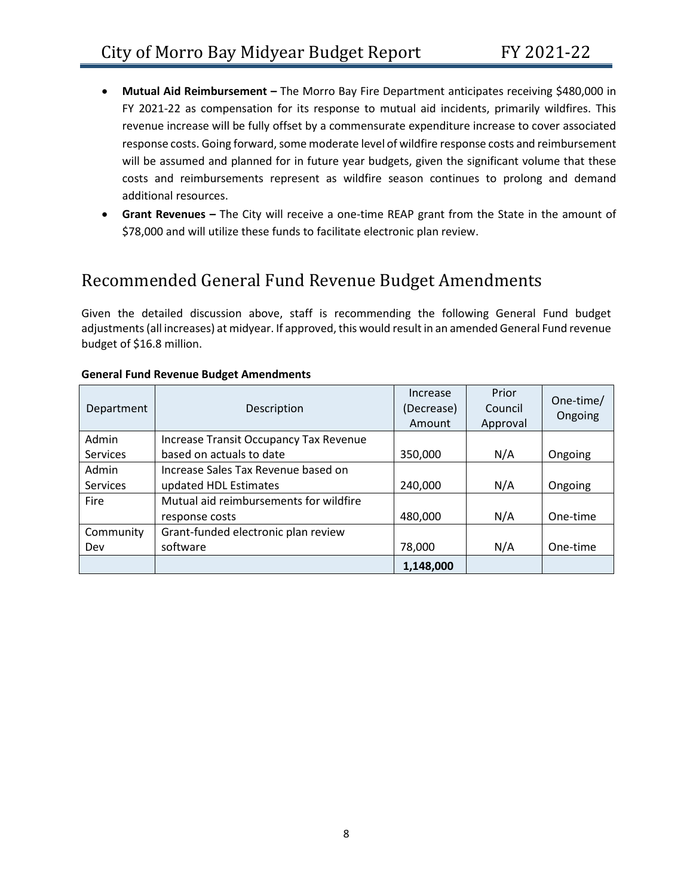- **Mutual Aid Reimbursement –** The Morro Bay Fire Department anticipates receiving $480,000 in FY 2021-22 as compensation for its response to mutual aid incidents, primarily wildfires. This revenue increase will be fully offset by a commensurate expenditure increase to cover associated response costs. Going forward, some moderate level of wildfire response costs and reimbursement will be assumed and planned for in future year budgets, given the significant volume that these costs and reimbursements represent as wildfire season continues to prolong and demand additional resources.
- **Grant Revenues –** The City will receive a one-time REAP grant from the State in the amount of $78,000 and will utilize these funds to facilitate electronic plan review.

## Recommended General Fund Revenue Budget Amendments

Given the detailed discussion above, staff is recommending the following General Fund budget adjustments (all increases) at midyear. If approved, this would result in an amended General Fund revenue budget of $16.8 million.

**General Fund Revenue Budget Amendments**

| Department | Description | Increase (Decrease) Amount | Prior Council Approval | One-time/ Ongoing |
|---|---|---|---|---|
| Admin Services | Increase Transit Occupancy Tax Revenue based on actuals to date | 350,000 | N/A | Ongoing |
| Admin Services | Increase Sales Tax Revenue based on updated HDL Estimates | 240,000 | N/A | Ongoing |
| Fire | Mutual aid reimbursements for wildfire response costs | 480,000 | N/A | One-time |
| Community Dev | Grant-funded electronic plan review software | 78,000 | N/A | One-time |
| | | **1,148,000** | | |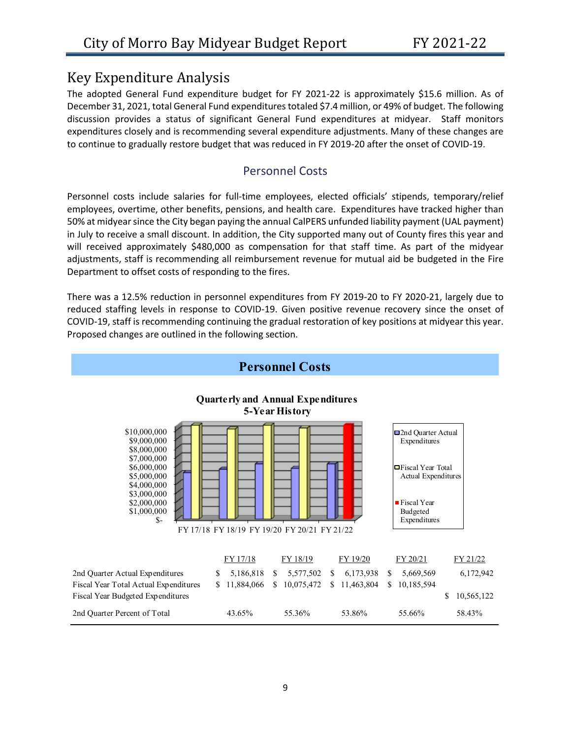# Key Expenditure Analysis

The adopted General Fund expenditure budget for FY 2021-22 is approximately $15.6 million. As of December 31, 2021, total General Fund expenditures totaled $7.4 million, or 49% of budget. The following discussion provides a status of significant General Fund expenditures at midyear. Staff monitors expenditures closely and is recommending several expenditure adjustments. Many of these changes are to continue to gradually restore budget that was reduced in FY 2019-20 after the onset of COVID-19.

## Personnel Costs

Personnel costs include salaries for full-time employees, elected officials' stipends, temporary/relief employees, overtime, other benefits, pensions, and health care. Expenditures have tracked higher than 50% at midyear since the City began paying the annual CalPERS unfunded liability payment (UAL payment) in July to receive a small discount. In addition, the City supported many out of County fires this year and will received approximately $480,000 as compensation for that staff time. As part of the midyear adjustments, staff is recommending all reimbursement revenue for mutual aid be budgeted in the Fire Department to offset costs of responding to the fires.

There was a 12.5% reduction in personnel expenditures from FY 2019-20 to FY 2020-21, largely due to reduced staffing levels in response to COVID-19. Given positive revenue recovery since the onset of COVID-19, staff is recommending continuing the gradual restoration of key positions at midyear this year. Proposed changes are outlined in the following section.

### Personnel Costs

**Quarterly and Annual Expenditures**
**5-Year History**

| | FY 17/18 | FY 18/19 | FY 19/20 | FY 20/21 | FY 21/22 |
|---|---|---|---|---|---|
| 2nd Quarter Actual Expenditures | $ 5,186,818 | $ 5,577,502 | $ 6,173,938 | $ 5,669,569 | 6,172,942 |
| Fiscal Year Total Actual Expenditures | $ 11,884,066 | $ 10,075,472 | $ 11,463,804 | $ 10,185,594 | |
| Fiscal Year Budgeted Expenditures | | | | | $ 10,565,122 |
| 2nd Quarter Percent of Total | 43.65% | 55.36% | 53.86% | 55.66% | 58.43% |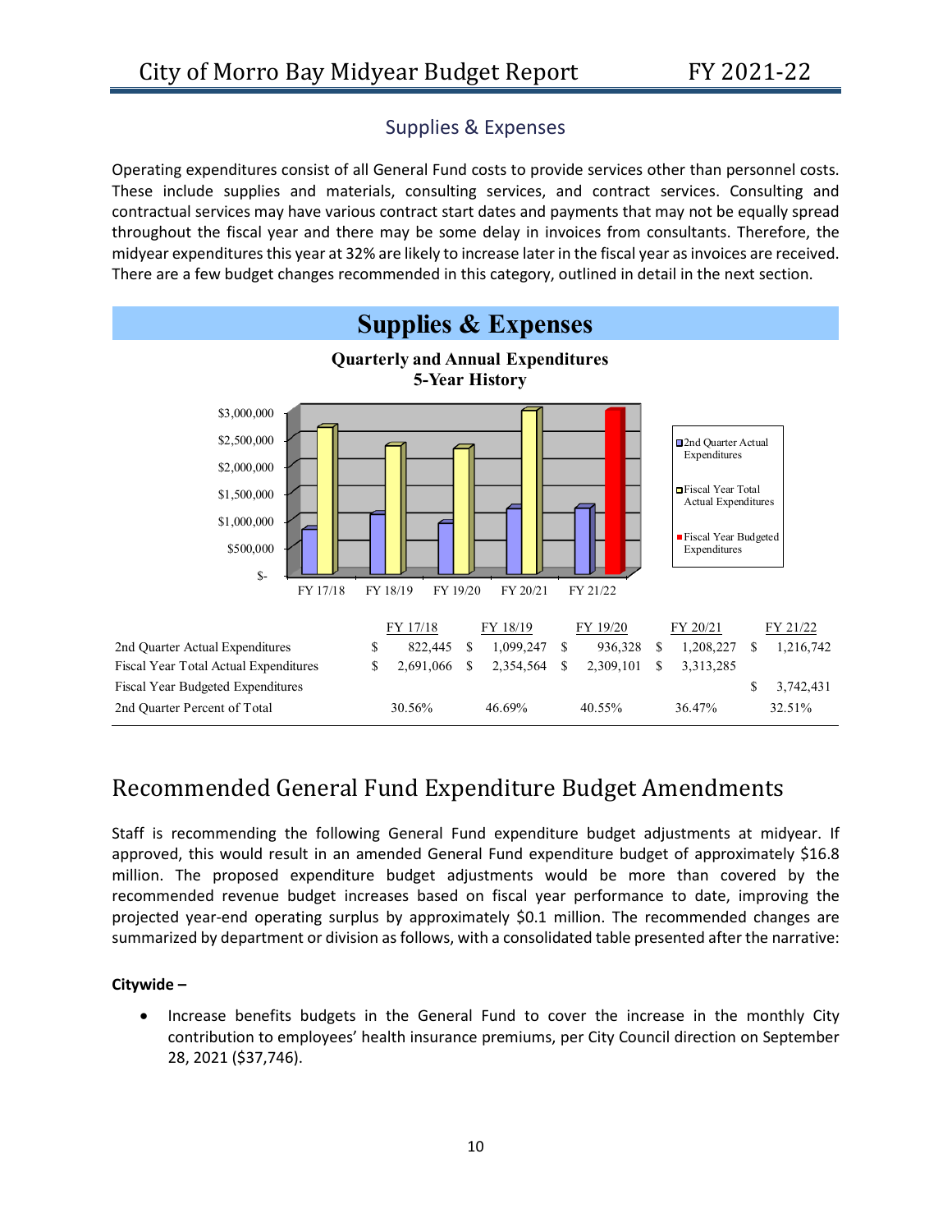## Supplies & Expenses

Operating expenditures consist of all General Fund costs to provide services other than personnel costs. These include supplies and materials, consulting services, and contract services. Consulting and contractual services may have various contract start dates and payments that may not be equally spread throughout the fiscal year and there may be some delay in invoices from consultants. Therefore, the midyear expenditures this year at 32% are likely to increase later in the fiscal year as invoices are received. There are a few budget changes recommended in this category, outlined in detail in the next section.

**Supplies & Expenses**

**Quarterly and Annual Expenditures**
**5-Year History**

| | FY 17/18 | FY 18/19 | FY 19/20 | FY 20/21 | FY 21/22 |
|---|---|---|---|---|---|
| 2nd Quarter Actual Expenditures | $ 822,445 | $ 1,099,247 | $ 936,328 | $ 1,208,227 | $ 1,216,742 |
| Fiscal Year Total Actual Expenditures | $ 2,691,066 | $ 2,354,564 | $ 2,309,101 | $ 3,313,285 | |
| Fiscal Year Budgeted Expenditures | | | | | $ 3,742,431 |
| 2nd Quarter Percent of Total | 30.56% | 46.69% | 40.55% | 36.47% | 32.51% |

# Recommended General Fund Expenditure Budget Amendments

Staff is recommending the following General Fund expenditure budget adjustments at midyear. If approved, this would result in an amended General Fund expenditure budget of approximately $16.8 million. The proposed expenditure budget adjustments would be more than covered by the recommended revenue budget increases based on fiscal year performance to date, improving the projected year-end operating surplus by approximately $0.1 million. The recommended changes are summarized by department or division as follows, with a consolidated table presented after the narrative:

**Citywide –**

- Increase benefits budgets in the General Fund to cover the increase in the monthly City contribution to employees' health insurance premiums, per City Council direction on September 28, 2021 ($37,746).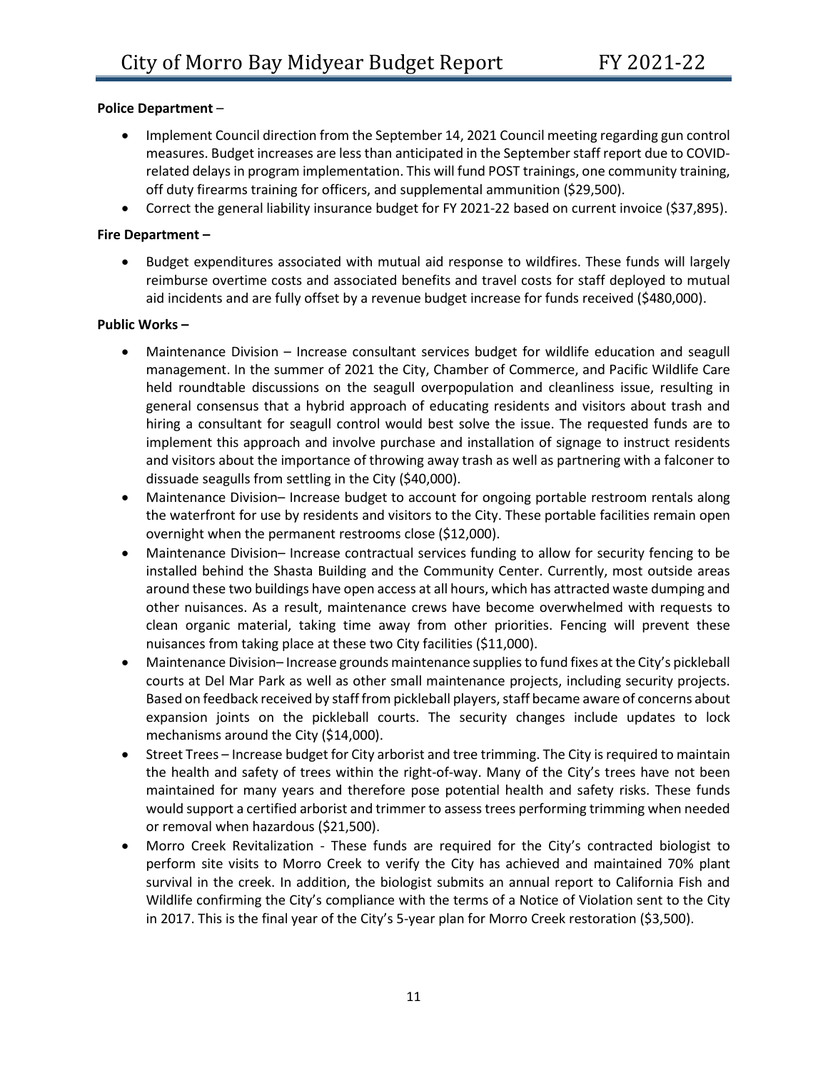**Police Department** –

- Implement Council direction from the September 14, 2021 Council meeting regarding gun control measures. Budget increases are less than anticipated in the September staff report due to COVID-related delays in program implementation. This will fund POST trainings, one community training, off duty firearms training for officers, and supplemental ammunition ($29,500).
- Correct the general liability insurance budget for FY 2021-22 based on current invoice ($37,895).

**Fire Department –**

- Budget expenditures associated with mutual aid response to wildfires. These funds will largely reimburse overtime costs and associated benefits and travel costs for staff deployed to mutual aid incidents and are fully offset by a revenue budget increase for funds received ($480,000).

**Public Works –**

- Maintenance Division – Increase consultant services budget for wildlife education and seagull management. In the summer of 2021 the City, Chamber of Commerce, and Pacific Wildlife Care held roundtable discussions on the seagull overpopulation and cleanliness issue, resulting in general consensus that a hybrid approach of educating residents and visitors about trash and hiring a consultant for seagull control would best solve the issue. The requested funds are to implement this approach and involve purchase and installation of signage to instruct residents and visitors about the importance of throwing away trash as well as partnering with a falconer to dissuade seagulls from settling in the City ($40,000).
- Maintenance Division– Increase budget to account for ongoing portable restroom rentals along the waterfront for use by residents and visitors to the City. These portable facilities remain open overnight when the permanent restrooms close ($12,000).
- Maintenance Division– Increase contractual services funding to allow for security fencing to be installed behind the Shasta Building and the Community Center. Currently, most outside areas around these two buildings have open access at all hours, which has attracted waste dumping and other nuisances. As a result, maintenance crews have become overwhelmed with requests to clean organic material, taking time away from other priorities. Fencing will prevent these nuisances from taking place at these two City facilities ($11,000).
- Maintenance Division– Increase grounds maintenance supplies to fund fixes at the City's pickleball courts at Del Mar Park as well as other small maintenance projects, including security projects. Based on feedback received by staff from pickleball players, staff became aware of concerns about expansion joints on the pickleball courts. The security changes include updates to lock mechanisms around the City ($14,000).
- Street Trees – Increase budget for City arborist and tree trimming. The City is required to maintain the health and safety of trees within the right-of-way. Many of the City's trees have not been maintained for many years and therefore pose potential health and safety risks. These funds would support a certified arborist and trimmer to assess trees performing trimming when needed or removal when hazardous ($21,500).
- Morro Creek Revitalization - These funds are required for the City's contracted biologist to perform site visits to Morro Creek to verify the City has achieved and maintained 70% plant survival in the creek. In addition, the biologist submits an annual report to California Fish and Wildlife confirming the City's compliance with the terms of a Notice of Violation sent to the City in 2017. This is the final year of the City's 5-year plan for Morro Creek restoration ($3,500).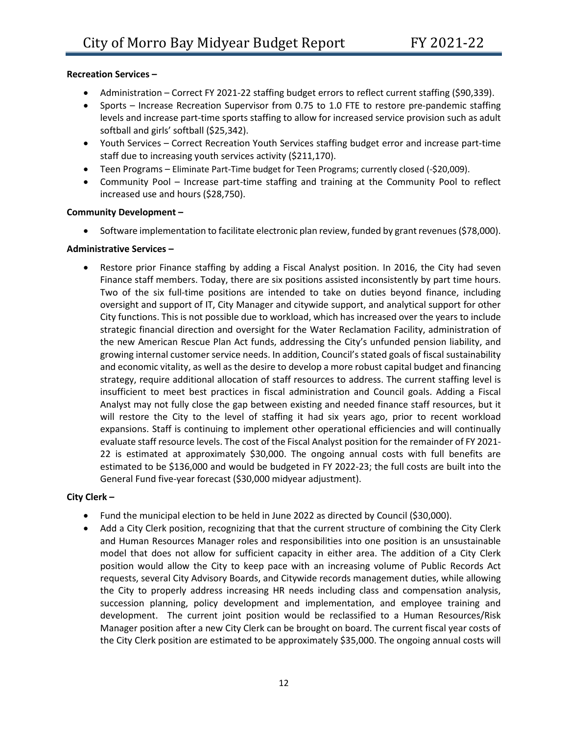**Recreation Services –**

- Administration – Correct FY 2021-22 staffing budget errors to reflect current staffing ($90,339).
- Sports – Increase Recreation Supervisor from 0.75 to 1.0 FTE to restore pre-pandemic staffing levels and increase part-time sports staffing to allow for increased service provision such as adult softball and girls' softball ($25,342).
- Youth Services – Correct Recreation Youth Services staffing budget error and increase part-time staff due to increasing youth services activity ($211,170).
- Teen Programs – Eliminate Part-Time budget for Teen Programs; currently closed (-$20,009).
- Community Pool – Increase part-time staffing and training at the Community Pool to reflect increased use and hours ($28,750).

**Community Development –**

- Software implementation to facilitate electronic plan review, funded by grant revenues ($78,000).

**Administrative Services –**

- Restore prior Finance staffing by adding a Fiscal Analyst position. In 2016, the City had seven Finance staff members. Today, there are six positions assisted inconsistently by part time hours. Two of the six full-time positions are intended to take on duties beyond finance, including oversight and support of IT, City Manager and citywide support, and analytical support for other City functions. This is not possible due to workload, which has increased over the years to include strategic financial direction and oversight for the Water Reclamation Facility, administration of the new American Rescue Plan Act funds, addressing the City's unfunded pension liability, and growing internal customer service needs. In addition, Council's stated goals of fiscal sustainability and economic vitality, as well as the desire to develop a more robust capital budget and financing strategy, require additional allocation of staff resources to address. The current staffing level is insufficient to meet best practices in fiscal administration and Council goals. Adding a Fiscal Analyst may not fully close the gap between existing and needed finance staff resources, but it will restore the City to the level of staffing it had six years ago, prior to recent workload expansions. Staff is continuing to implement other operational efficiencies and will continually evaluate staff resource levels. The cost of the Fiscal Analyst position for the remainder of FY 2021-22 is estimated at approximately $30,000. The ongoing annual costs with full benefits are estimated to be $136,000 and would be budgeted in FY 2022-23; the full costs are built into the General Fund five-year forecast ($30,000 midyear adjustment).

**City Clerk –**

- Fund the municipal election to be held in June 2022 as directed by Council ($30,000).
- Add a City Clerk position, recognizing that that the current structure of combining the City Clerk and Human Resources Manager roles and responsibilities into one position is an unsustainable model that does not allow for sufficient capacity in either area. The addition of a City Clerk position would allow the City to keep pace with an increasing volume of Public Records Act requests, several City Advisory Boards, and Citywide records management duties, while allowing the City to properly address increasing HR needs including class and compensation analysis, succession planning, policy development and implementation, and employee training and development. The current joint position would be reclassified to a Human Resources/Risk Manager position after a new City Clerk can be brought on board. The current fiscal year costs of the City Clerk position are estimated to be approximately $35,000. The ongoing annual costs will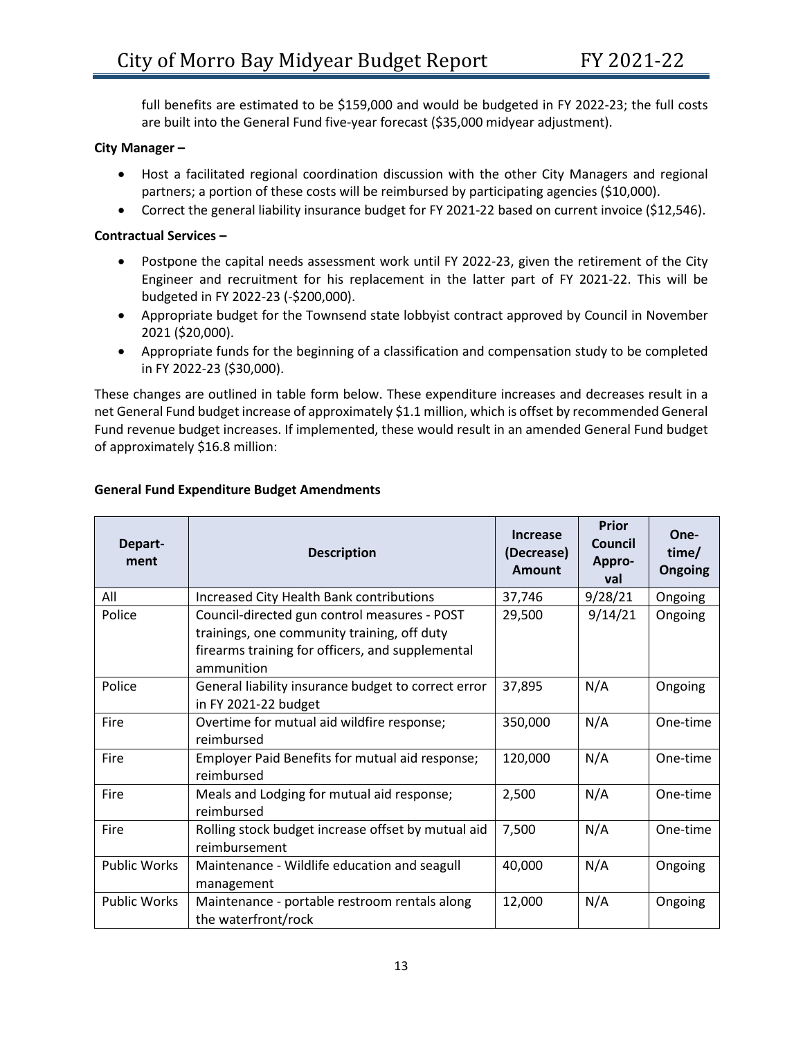full benefits are estimated to be $159,000 and would be budgeted in FY 2022-23; the full costs are built into the General Fund five-year forecast ($35,000 midyear adjustment).

**City Manager –**

- Host a facilitated regional coordination discussion with the other City Managers and regional partners; a portion of these costs will be reimbursed by participating agencies ($10,000).
- Correct the general liability insurance budget for FY 2021-22 based on current invoice ($12,546).

**Contractual Services –**

- Postpone the capital needs assessment work until FY 2022-23, given the retirement of the City Engineer and recruitment for his replacement in the latter part of FY 2021-22. This will be budgeted in FY 2022-23 (-$200,000).
- Appropriate budget for the Townsend state lobbyist contract approved by Council in November 2021 ($20,000).
- Appropriate funds for the beginning of a classification and compensation study to be completed in FY 2022-23 ($30,000).

These changes are outlined in table form below. These expenditure increases and decreases result in a net General Fund budget increase of approximately $1.1 million, which is offset by recommended General Fund revenue budget increases. If implemented, these would result in an amended General Fund budget of approximately $16.8 million:

**General Fund Expenditure Budget Amendments**

| Department | Description | Increase (Decrease) Amount | Prior Council Approval | One-time/ Ongoing |
|---|---|---|---|---|
| All | Increased City Health Bank contributions | 37,746 | 9/28/21 | Ongoing |
| Police | Council-directed gun control measures - POST trainings, one community training, off duty firearms training for officers, and supplemental ammunition | 29,500 | 9/14/21 | Ongoing |
| Police | General liability insurance budget to correct error in FY 2021-22 budget | 37,895 | N/A | Ongoing |
| Fire | Overtime for mutual aid wildfire response; reimbursed | 350,000 | N/A | One-time |
| Fire | Employer Paid Benefits for mutual aid response; reimbursed | 120,000 | N/A | One-time |
| Fire | Meals and Lodging for mutual aid response; reimbursed | 2,500 | N/A | One-time |
| Fire | Rolling stock budget increase offset by mutual aid reimbursement | 7,500 | N/A | One-time |
| Public Works | Maintenance - Wildlife education and seagull management | 40,000 | N/A | Ongoing |
| Public Works | Maintenance - portable restroom rentals along the waterfront/rock | 12,000 | N/A | Ongoing |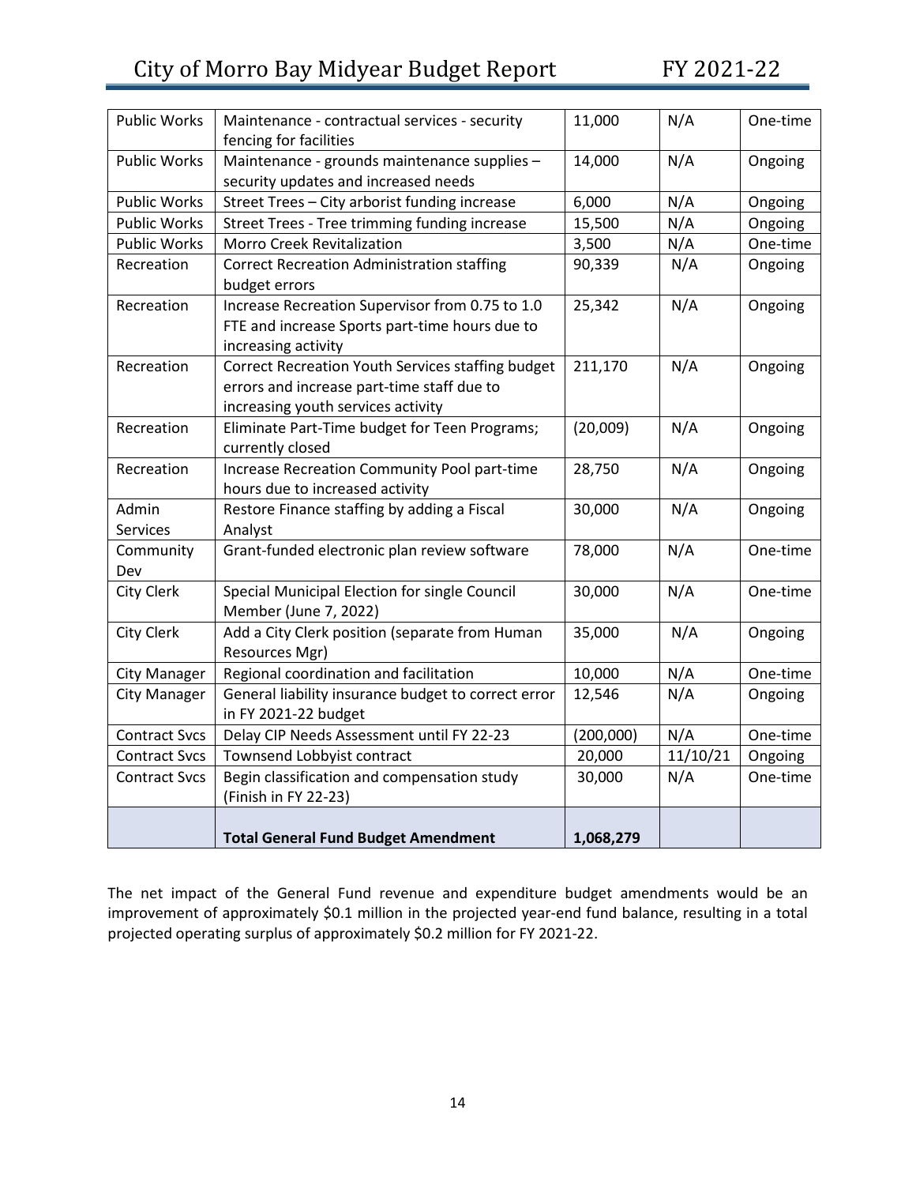| Public Works | Maintenance - contractual services - security fencing for facilities | 11,000 | N/A | One-time |
|---|---|---|---|---|
| Public Works | Maintenance - grounds maintenance supplies – security updates and increased needs | 14,000 | N/A | Ongoing |
| Public Works | Street Trees – City arborist funding increase | 6,000 | N/A | Ongoing |
| Public Works | Street Trees - Tree trimming funding increase | 15,500 | N/A | Ongoing |
| Public Works | Morro Creek Revitalization | 3,500 | N/A | One-time |
| Recreation | Correct Recreation Administration staffing budget errors | 90,339 | N/A | Ongoing |
| Recreation | Increase Recreation Supervisor from 0.75 to 1.0 FTE and increase Sports part-time hours due to increasing activity | 25,342 | N/A | Ongoing |
| Recreation | Correct Recreation Youth Services staffing budget errors and increase part-time staff due to increasing youth services activity | 211,170 | N/A | Ongoing |
| Recreation | Eliminate Part-Time budget for Teen Programs; currently closed | (20,009) | N/A | Ongoing |
| Recreation | Increase Recreation Community Pool part-time hours due to increased activity | 28,750 | N/A | Ongoing |
| Admin Services | Restore Finance staffing by adding a Fiscal Analyst | 30,000 | N/A | Ongoing |
| Community Dev | Grant-funded electronic plan review software | 78,000 | N/A | One-time |
| City Clerk | Special Municipal Election for single Council Member (June 7, 2022) | 30,000 | N/A | One-time |
| City Clerk | Add a City Clerk position (separate from Human Resources Mgr) | 35,000 | N/A | Ongoing |
| City Manager | Regional coordination and facilitation | 10,000 | N/A | One-time |
| City Manager | General liability insurance budget to correct error in FY 2021-22 budget | 12,546 | N/A | Ongoing |
| Contract Svcs | Delay CIP Needs Assessment until FY 22-23 | (200,000) | N/A | One-time |
| Contract Svcs | Townsend Lobbyist contract | 20,000 | 11/10/21 | Ongoing |
| Contract Svcs | Begin classification and compensation study (Finish in FY 22-23) | 30,000 | N/A | One-time |
| | **Total General Fund Budget Amendment** | **1,068,279** | | |

The net impact of the General Fund revenue and expenditure budget amendments would be an improvement of approximately $0.1 million in the projected year-end fund balance, resulting in a total projected operating surplus of approximately $0.2 million for FY 2021-22.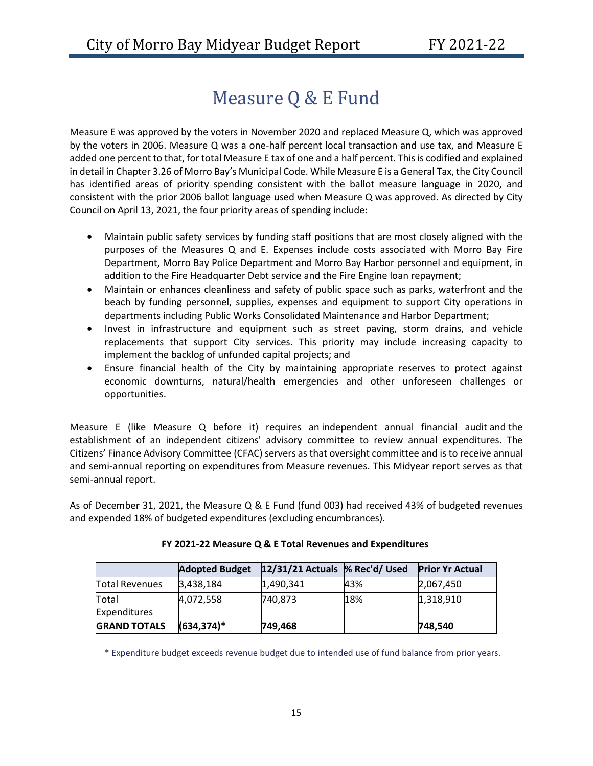# Measure Q & E Fund

Measure E was approved by the voters in November 2020 and replaced Measure Q, which was approved by the voters in 2006. Measure Q was a one-half percent local transaction and use tax, and Measure E added one percent to that, for total Measure E tax of one and a half percent. This is codified and explained in detail in Chapter 3.26 of Morro Bay's Municipal Code. While Measure E is a General Tax, the City Council has identified areas of priority spending consistent with the ballot measure language in 2020, and consistent with the prior 2006 ballot language used when Measure Q was approved. As directed by City Council on April 13, 2021, the four priority areas of spending include:

- Maintain public safety services by funding staff positions that are most closely aligned with the purposes of the Measures Q and E. Expenses include costs associated with Morro Bay Fire Department, Morro Bay Police Department and Morro Bay Harbor personnel and equipment, in addition to the Fire Headquarter Debt service and the Fire Engine loan repayment;
- Maintain or enhances cleanliness and safety of public space such as parks, waterfront and the beach by funding personnel, supplies, expenses and equipment to support City operations in departments including Public Works Consolidated Maintenance and Harbor Department;
- Invest in infrastructure and equipment such as street paving, storm drains, and vehicle replacements that support City services. This priority may include increasing capacity to implement the backlog of unfunded capital projects; and
- Ensure financial health of the City by maintaining appropriate reserves to protect against economic downturns, natural/health emergencies and other unforeseen challenges or opportunities.

Measure E (like Measure Q before it) requires an independent annual financial audit and the establishment of an independent citizens' advisory committee to review annual expenditures. The Citizens' Finance Advisory Committee (CFAC) servers as that oversight committee and is to receive annual and semi-annual reporting on expenditures from Measure revenues. This Midyear report serves as that semi-annual report.

As of December 31, 2021, the Measure Q & E Fund (fund 003) had received 43% of budgeted revenues and expended 18% of budgeted expenditures (excluding encumbrances).

**FY 2021-22 Measure Q & E Total Revenues and Expenditures**

| | **Adopted Budget** | **12/31/21 Actuals** | **% Rec'd/ Used** | **Prior Yr Actual** |
|---|---|---|---|---|
| Total Revenues | 3,438,184 | 1,490,341 | 43% | 2,067,450 |
| Total Expenditures | 4,072,558 | 740,873 | 18% | 1,318,910 |
| **GRAND TOTALS** | **(634,374)*** | **749,468** | | **748,540** |

* Expenditure budget exceeds revenue budget due to intended use of fund balance from prior years.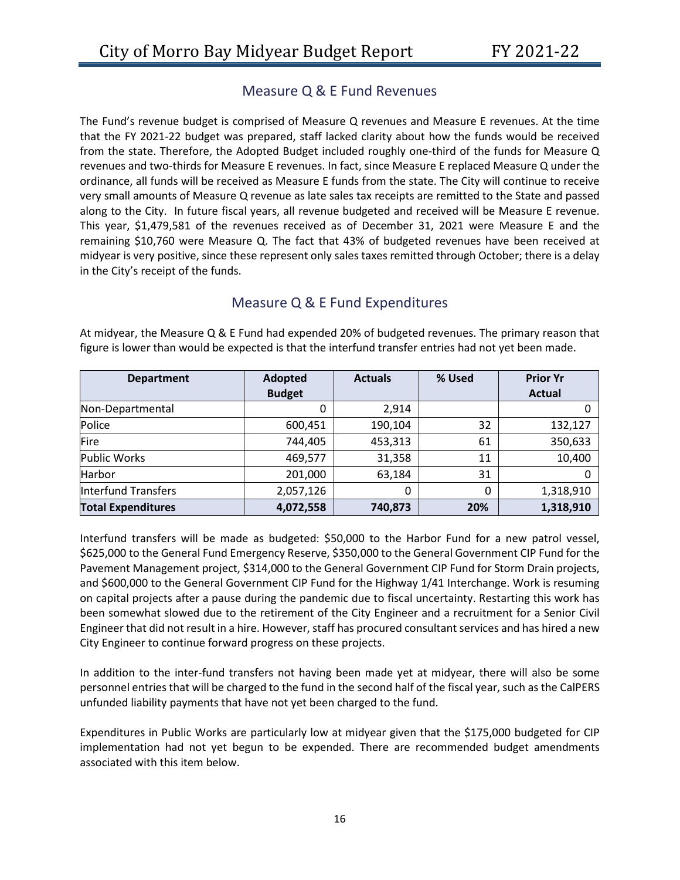## Measure Q & E Fund Revenues

The Fund's revenue budget is comprised of Measure Q revenues and Measure E revenues. At the time that the FY 2021-22 budget was prepared, staff lacked clarity about how the funds would be received from the state. Therefore, the Adopted Budget included roughly one-third of the funds for Measure Q revenues and two-thirds for Measure E revenues. In fact, since Measure E replaced Measure Q under the ordinance, all funds will be received as Measure E funds from the state. The City will continue to receive very small amounts of Measure Q revenue as late sales tax receipts are remitted to the State and passed along to the City. In future fiscal years, all revenue budgeted and received will be Measure E revenue. This year, $1,479,581 of the revenues received as of December 31, 2021 were Measure E and the remaining $10,760 were Measure Q. The fact that 43% of budgeted revenues have been received at midyear is very positive, since these represent only sales taxes remitted through October; there is a delay in the City's receipt of the funds.

## Measure Q & E Fund Expenditures

At midyear, the Measure Q & E Fund had expended 20% of budgeted revenues. The primary reason that figure is lower than would be expected is that the interfund transfer entries had not yet been made.

| Department | Adopted Budget | Actuals | % Used | Prior Yr Actual |
|---|---|---|---|---|
| Non-Departmental | 0 | 2,914 | | 0 |
| Police | 600,451 | 190,104 | 32 | 132,127 |
| Fire | 744,405 | 453,313 | 61 | 350,633 |
| Public Works | 469,577 | 31,358 | 11 | 10,400 |
| Harbor | 201,000 | 63,184 | 31 | 0 |
| Interfund Transfers | 2,057,126 | 0 | 0 | 1,318,910 |
| **Total Expenditures** | **4,072,558** | **740,873** | **20%** | **1,318,910** |

Interfund transfers will be made as budgeted: $50,000 to the Harbor Fund for a new patrol vessel, $625,000 to the General Fund Emergency Reserve, $350,000 to the General Government CIP Fund for the Pavement Management project, $314,000 to the General Government CIP Fund for Storm Drain projects, and $600,000 to the General Government CIP Fund for the Highway 1/41 Interchange. Work is resuming on capital projects after a pause during the pandemic due to fiscal uncertainty. Restarting this work has been somewhat slowed due to the retirement of the City Engineer and a recruitment for a Senior Civil Engineer that did not result in a hire. However, staff has procured consultant services and has hired a new City Engineer to continue forward progress on these projects.

In addition to the inter-fund transfers not having been made yet at midyear, there will also be some personnel entries that will be charged to the fund in the second half of the fiscal year, such as the CalPERS unfunded liability payments that have not yet been charged to the fund.

Expenditures in Public Works are particularly low at midyear given that the $175,000 budgeted for CIP implementation had not yet begun to be expended. There are recommended budget amendments associated with this item below.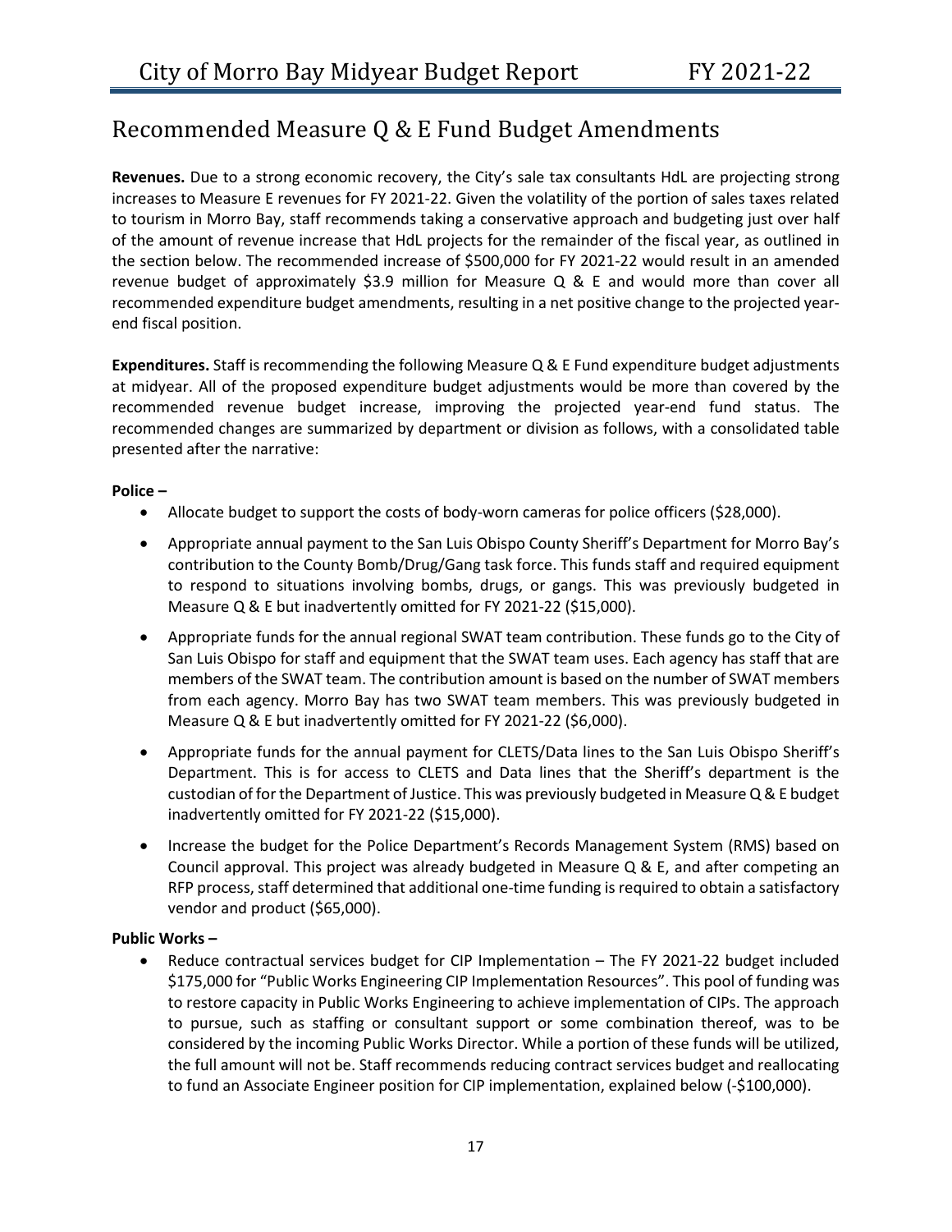# Recommended Measure Q & E Fund Budget Amendments

**Revenues.** Due to a strong economic recovery, the City's sale tax consultants HdL are projecting strong increases to Measure E revenues for FY 2021-22. Given the volatility of the portion of sales taxes related to tourism in Morro Bay, staff recommends taking a conservative approach and budgeting just over half of the amount of revenue increase that HdL projects for the remainder of the fiscal year, as outlined in the section below. The recommended increase of $500,000 for FY 2021-22 would result in an amended revenue budget of approximately $3.9 million for Measure Q & E and would more than cover all recommended expenditure budget amendments, resulting in a net positive change to the projected year-end fiscal position.

**Expenditures.** Staff is recommending the following Measure Q & E Fund expenditure budget adjustments at midyear. All of the proposed expenditure budget adjustments would be more than covered by the recommended revenue budget increase, improving the projected year-end fund status. The recommended changes are summarized by department or division as follows, with a consolidated table presented after the narrative:

**Police –**

- Allocate budget to support the costs of body-worn cameras for police officers ($28,000).
- Appropriate annual payment to the San Luis Obispo County Sheriff's Department for Morro Bay's contribution to the County Bomb/Drug/Gang task force. This funds staff and required equipment to respond to situations involving bombs, drugs, or gangs. This was previously budgeted in Measure Q & E but inadvertently omitted for FY 2021-22 ($15,000).
- Appropriate funds for the annual regional SWAT team contribution. These funds go to the City of San Luis Obispo for staff and equipment that the SWAT team uses. Each agency has staff that are members of the SWAT team. The contribution amount is based on the number of SWAT members from each agency. Morro Bay has two SWAT team members. This was previously budgeted in Measure Q & E but inadvertently omitted for FY 2021-22 ($6,000).
- Appropriate funds for the annual payment for CLETS/Data lines to the San Luis Obispo Sheriff's Department. This is for access to CLETS and Data lines that the Sheriff's department is the custodian of for the Department of Justice. This was previously budgeted in Measure Q & E budget inadvertently omitted for FY 2021-22 ($15,000).
- Increase the budget for the Police Department's Records Management System (RMS) based on Council approval. This project was already budgeted in Measure Q & E, and after competing an RFP process, staff determined that additional one-time funding is required to obtain a satisfactory vendor and product ($65,000).

**Public Works –**

- Reduce contractual services budget for CIP Implementation – The FY 2021-22 budget included $175,000 for "Public Works Engineering CIP Implementation Resources". This pool of funding was to restore capacity in Public Works Engineering to achieve implementation of CIPs. The approach to pursue, such as staffing or consultant support or some combination thereof, was to be considered by the incoming Public Works Director. While a portion of these funds will be utilized, the full amount will not be. Staff recommends reducing contract services budget and reallocating to fund an Associate Engineer position for CIP implementation, explained below (-$100,000).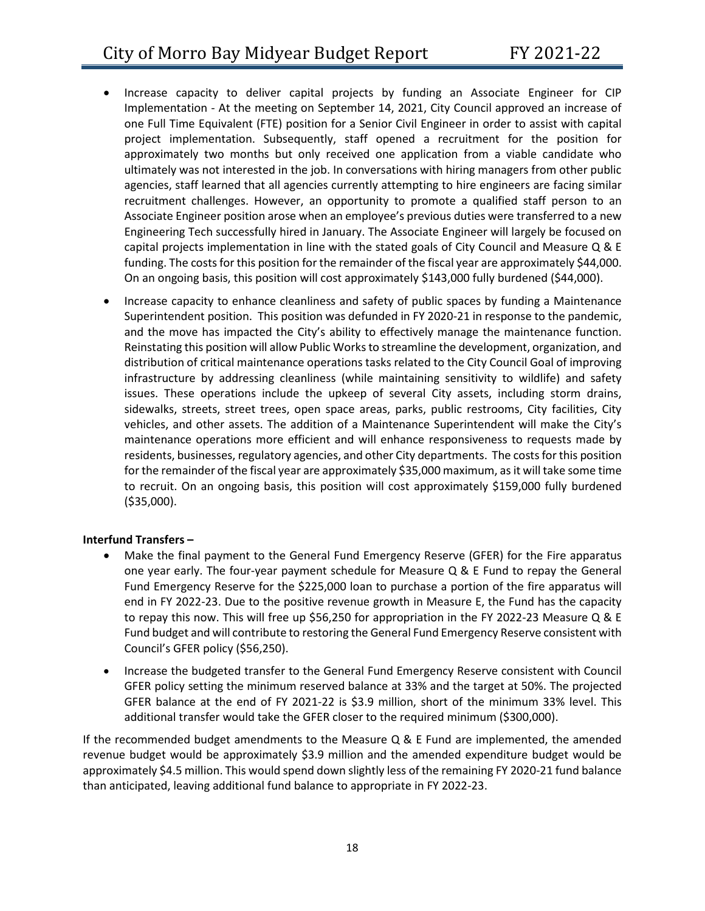- Increase capacity to deliver capital projects by funding an Associate Engineer for CIP Implementation - At the meeting on September 14, 2021, City Council approved an increase of one Full Time Equivalent (FTE) position for a Senior Civil Engineer in order to assist with capital project implementation. Subsequently, staff opened a recruitment for the position for approximately two months but only received one application from a viable candidate who ultimately was not interested in the job. In conversations with hiring managers from other public agencies, staff learned that all agencies currently attempting to hire engineers are facing similar recruitment challenges. However, an opportunity to promote a qualified staff person to an Associate Engineer position arose when an employee's previous duties were transferred to a new Engineering Tech successfully hired in January. The Associate Engineer will largely be focused on capital projects implementation in line with the stated goals of City Council and Measure Q & E funding. The costs for this position for the remainder of the fiscal year are approximately $44,000. On an ongoing basis, this position will cost approximately $143,000 fully burdened ($44,000).

- Increase capacity to enhance cleanliness and safety of public spaces by funding a Maintenance Superintendent position. This position was defunded in FY 2020-21 in response to the pandemic, and the move has impacted the City's ability to effectively manage the maintenance function. Reinstating this position will allow Public Works to streamline the development, organization, and distribution of critical maintenance operations tasks related to the City Council Goal of improving infrastructure by addressing cleanliness (while maintaining sensitivity to wildlife) and safety issues. These operations include the upkeep of several City assets, including storm drains, sidewalks, streets, street trees, open space areas, parks, public restrooms, City facilities, City vehicles, and other assets. The addition of a Maintenance Superintendent will make the City's maintenance operations more efficient and will enhance responsiveness to requests made by residents, businesses, regulatory agencies, and other City departments. The costs for this position for the remainder of the fiscal year are approximately $35,000 maximum, as it will take some time to recruit. On an ongoing basis, this position will cost approximately $159,000 fully burdened ($35,000).

**Interfund Transfers –**

- Make the final payment to the General Fund Emergency Reserve (GFER) for the Fire apparatus one year early. The four-year payment schedule for Measure Q & E Fund to repay the General Fund Emergency Reserve for the $225,000 loan to purchase a portion of the fire apparatus will end in FY 2022-23. Due to the positive revenue growth in Measure E, the Fund has the capacity to repay this now. This will free up $56,250 for appropriation in the FY 2022-23 Measure Q & E Fund budget and will contribute to restoring the General Fund Emergency Reserve consistent with Council's GFER policy ($56,250).

- Increase the budgeted transfer to the General Fund Emergency Reserve consistent with Council GFER policy setting the minimum reserved balance at 33% and the target at 50%. The projected GFER balance at the end of FY 2021-22 is $3.9 million, short of the minimum 33% level. This additional transfer would take the GFER closer to the required minimum ($300,000).

If the recommended budget amendments to the Measure Q & E Fund are implemented, the amended revenue budget would be approximately $3.9 million and the amended expenditure budget would be approximately $4.5 million. This would spend down slightly less of the remaining FY 2020-21 fund balance than anticipated, leaving additional fund balance to appropriate in FY 2022-23.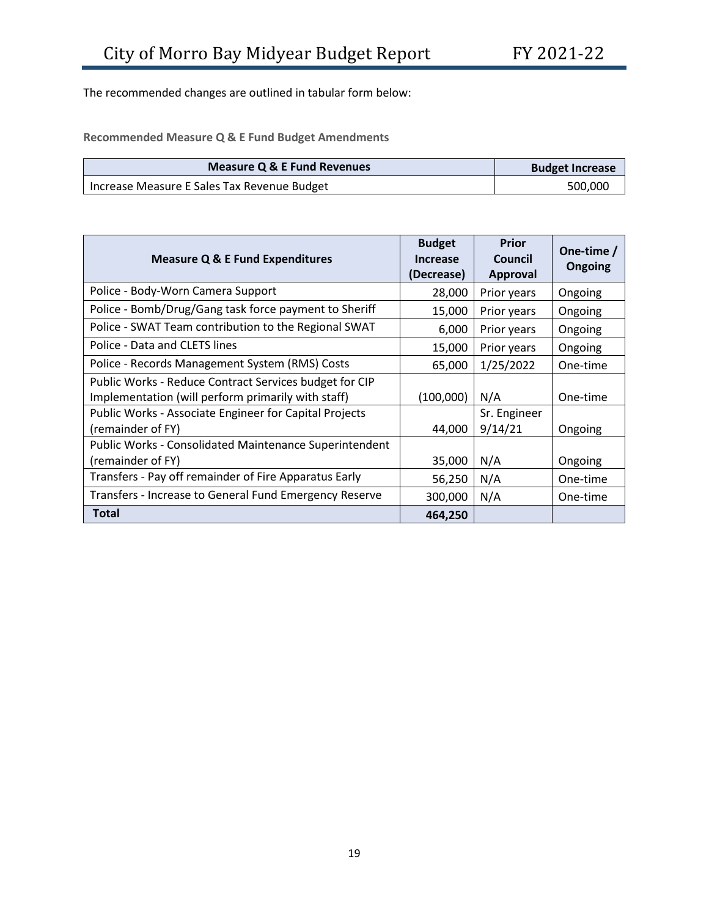The recommended changes are outlined in tabular form below:

**Recommended Measure Q & E Fund Budget Amendments**

| Measure Q & E Fund Revenues | Budget Increase |
|---|---|
| Increase Measure E Sales Tax Revenue Budget | 500,000 |

| Measure Q & E Fund Expenditures | Budget Increase (Decrease) | Prior Council Approval | One-time / Ongoing |
|---|---|---|---|
| Police - Body-Worn Camera Support | 28,000 | Prior years | Ongoing |
| Police - Bomb/Drug/Gang task force payment to Sheriff | 15,000 | Prior years | Ongoing |
| Police - SWAT Team contribution to the Regional SWAT | 6,000 | Prior years | Ongoing |
| Police - Data and CLETS lines | 15,000 | Prior years | Ongoing |
| Police - Records Management System (RMS) Costs | 65,000 | 1/25/2022 | One-time |
| Public Works - Reduce Contract Services budget for CIP Implementation (will perform primarily with staff) | (100,000) | N/A | One-time |
| Public Works - Associate Engineer for Capital Projects (remainder of FY) | 44,000 | Sr. Engineer 9/14/21 | Ongoing |
| Public Works - Consolidated Maintenance Superintendent (remainder of FY) | 35,000 | N/A | Ongoing |
| Transfers - Pay off remainder of Fire Apparatus Early | 56,250 | N/A | One-time |
| Transfers - Increase to General Fund Emergency Reserve | 300,000 | N/A | One-time |
| **Total** | **464,250** | | |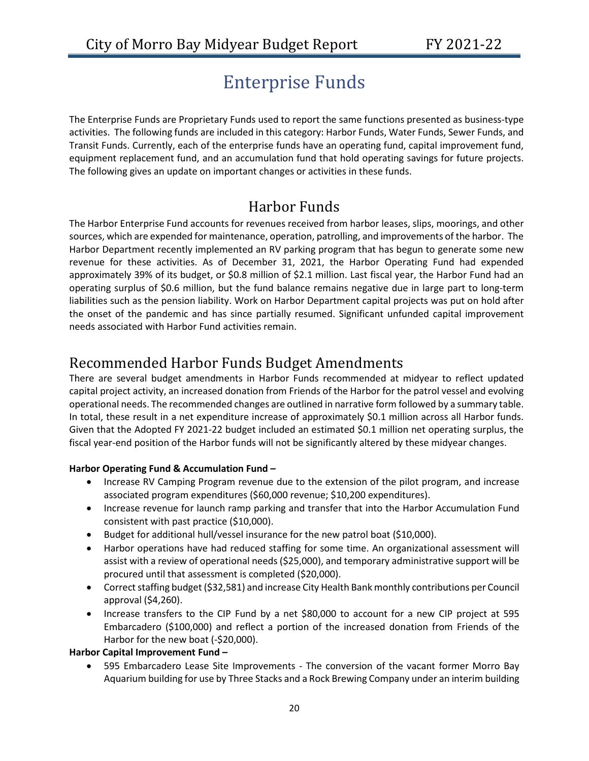# Enterprise Funds

The Enterprise Funds are Proprietary Funds used to report the same functions presented as business-type activities. The following funds are included in this category: Harbor Funds, Water Funds, Sewer Funds, and Transit Funds. Currently, each of the enterprise funds have an operating fund, capital improvement fund, equipment replacement fund, and an accumulation fund that hold operating savings for future projects. The following gives an update on important changes or activities in these funds.

## Harbor Funds

The Harbor Enterprise Fund accounts for revenues received from harbor leases, slips, moorings, and other sources, which are expended for maintenance, operation, patrolling, and improvements of the harbor. The Harbor Department recently implemented an RV parking program that has begun to generate some new revenue for these activities. As of December 31, 2021, the Harbor Operating Fund had expended approximately 39% of its budget, or \$0.8 million of \$2.1 million. Last fiscal year, the Harbor Fund had an operating surplus of \$0.6 million, but the fund balance remains negative due in large part to long-term liabilities such as the pension liability. Work on Harbor Department capital projects was put on hold after the onset of the pandemic and has since partially resumed. Significant unfunded capital improvement needs associated with Harbor Fund activities remain.

## Recommended Harbor Funds Budget Amendments

There are several budget amendments in Harbor Funds recommended at midyear to reflect updated capital project activity, an increased donation from Friends of the Harbor for the patrol vessel and evolving operational needs. The recommended changes are outlined in narrative form followed by a summary table. In total, these result in a net expenditure increase of approximately \$0.1 million across all Harbor funds. Given that the Adopted FY 2021-22 budget included an estimated \$0.1 million net operating surplus, the fiscal year-end position of the Harbor funds will not be significantly altered by these midyear changes.

**Harbor Operating Fund & Accumulation Fund –**

- Increase RV Camping Program revenue due to the extension of the pilot program, and increase associated program expenditures (\$60,000 revenue; \$10,200 expenditures).
- Increase revenue for launch ramp parking and transfer that into the Harbor Accumulation Fund consistent with past practice (\$10,000).
- Budget for additional hull/vessel insurance for the new patrol boat (\$10,000).
- Harbor operations have had reduced staffing for some time. An organizational assessment will assist with a review of operational needs (\$25,000), and temporary administrative support will be procured until that assessment is completed (\$20,000).
- Correct staffing budget (\$32,581) and increase City Health Bank monthly contributions per Council approval (\$4,260).
- Increase transfers to the CIP Fund by a net \$80,000 to account for a new CIP project at 595 Embarcadero (\$100,000) and reflect a portion of the increased donation from Friends of the Harbor for the new boat (-\$20,000).

**Harbor Capital Improvement Fund –**

- 595 Embarcadero Lease Site Improvements - The conversion of the vacant former Morro Bay Aquarium building for use by Three Stacks and a Rock Brewing Company under an interim building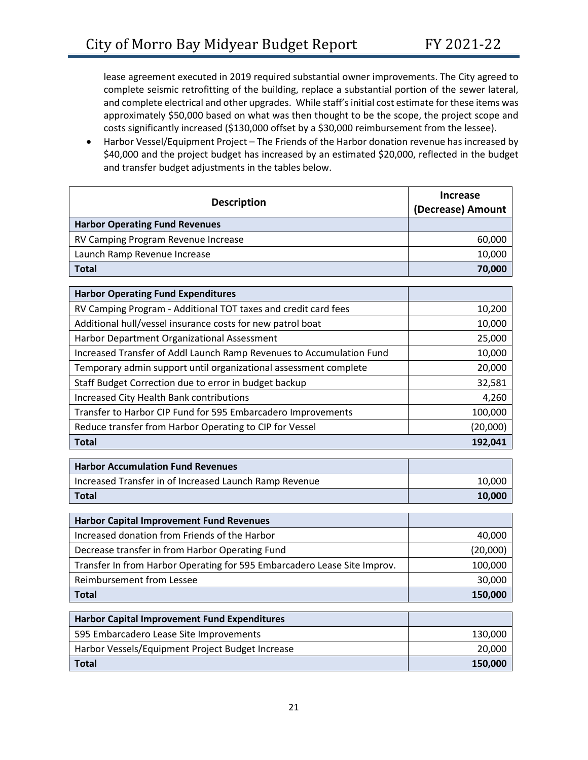lease agreement executed in 2019 required substantial owner improvements. The City agreed to complete seismic retrofitting of the building, replace a substantial portion of the sewer lateral, and complete electrical and other upgrades. While staff's initial cost estimate for these items was approximately $50,000 based on what was then thought to be the scope, the project scope and costs significantly increased ($130,000 offset by a $30,000 reimbursement from the lessee).

- Harbor Vessel/Equipment Project – The Friends of the Harbor donation revenue has increased by $40,000 and the project budget has increased by an estimated $20,000, reflected in the budget and transfer budget adjustments in the tables below.

| Description | Increase (Decrease) Amount |
|---|---:|
| **Harbor Operating Fund Revenues** | |
| RV Camping Program Revenue Increase | 60,000 |
| Launch Ramp Revenue Increase | 10,000 |
| **Total** | **70,000** |

| **Harbor Operating Fund Expenditures** | |
|---|---:|
| RV Camping Program - Additional TOT taxes and credit card fees | 10,200 |
| Additional hull/vessel insurance costs for new patrol boat | 10,000 |
| Harbor Department Organizational Assessment | 25,000 |
| Increased Transfer of Addl Launch Ramp Revenues to Accumulation Fund | 10,000 |
| Temporary admin support until organizational assessment complete | 20,000 |
| Staff Budget Correction due to error in budget backup | 32,581 |
| Increased City Health Bank contributions | 4,260 |
| Transfer to Harbor CIP Fund for 595 Embarcadero Improvements | 100,000 |
| Reduce transfer from Harbor Operating to CIP for Vessel | (20,000) |
| **Total** | **192,041** |

| **Harbor Accumulation Fund Revenues** | |
|---|---:|
| Increased Transfer in of Increased Launch Ramp Revenue | 10,000 |
| **Total** | **10,000** |

| **Harbor Capital Improvement Fund Revenues** | |
|---|---:|
| Increased donation from Friends of the Harbor | 40,000 |
| Decrease transfer in from Harbor Operating Fund | (20,000) |
| Transfer In from Harbor Operating for 595 Embarcadero Lease Site Improv. | 100,000 |
| Reimbursement from Lessee | 30,000 |
| **Total** | **150,000** |

| **Harbor Capital Improvement Fund Expenditures** | |
|---|---:|
| 595 Embarcadero Lease Site Improvements | 130,000 |
| Harbor Vessels/Equipment Project Budget Increase | 20,000 |
| **Total** | **150,000** |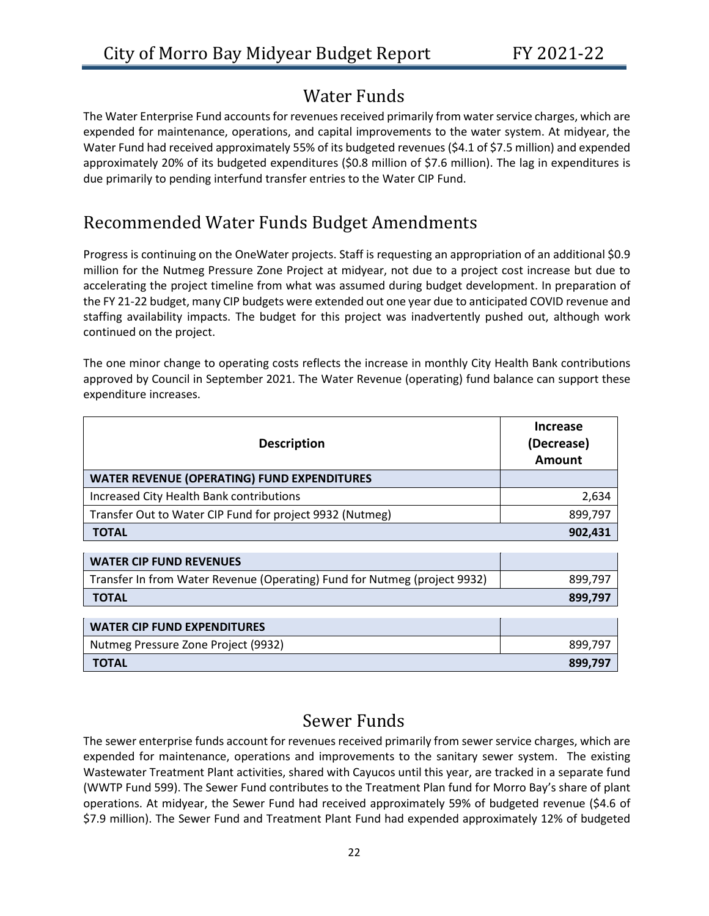## Water Funds

The Water Enterprise Fund accounts for revenues received primarily from water service charges, which are expended for maintenance, operations, and capital improvements to the water system. At midyear, the Water Fund had received approximately 55% of its budgeted revenues ($4.1 of $7.5 million) and expended approximately 20% of its budgeted expenditures ($0.8 million of $7.6 million). The lag in expenditures is due primarily to pending interfund transfer entries to the Water CIP Fund.

## Recommended Water Funds Budget Amendments

Progress is continuing on the OneWater projects. Staff is requesting an appropriation of an additional $0.9 million for the Nutmeg Pressure Zone Project at midyear, not due to a project cost increase but due to accelerating the project timeline from what was assumed during budget development. In preparation of the FY 21-22 budget, many CIP budgets were extended out one year due to anticipated COVID revenue and staffing availability impacts. The budget for this project was inadvertently pushed out, although work continued on the project.

The one minor change to operating costs reflects the increase in monthly City Health Bank contributions approved by Council in September 2021. The Water Revenue (operating) fund balance can support these expenditure increases.

| Description | Increase (Decrease) Amount |
|---|---|
| **WATER REVENUE (OPERATING) FUND EXPENDITURES** | |
| Increased City Health Bank contributions | 2,634 |
| Transfer Out to Water CIP Fund for project 9932 (Nutmeg) | 899,797 |
| **TOTAL** | **902,431** |
| **WATER CIP FUND REVENUES** | |
| Transfer In from Water Revenue (Operating) Fund for Nutmeg (project 9932) | 899,797 |
| **TOTAL** | **899,797** |
| **WATER CIP FUND EXPENDITURES** | |
| Nutmeg Pressure Zone Project (9932) | 899,797 |
| **TOTAL** | **899,797** |

## Sewer Funds

The sewer enterprise funds account for revenues received primarily from sewer service charges, which are expended for maintenance, operations and improvements to the sanitary sewer system. The existing Wastewater Treatment Plant activities, shared with Cayucos until this year, are tracked in a separate fund (WWTP Fund 599). The Sewer Fund contributes to the Treatment Plan fund for Morro Bay's share of plant operations. At midyear, the Sewer Fund had received approximately 59% of budgeted revenue ($4.6 of $7.9 million). The Sewer Fund and Treatment Plant Fund had expended approximately 12% of budgeted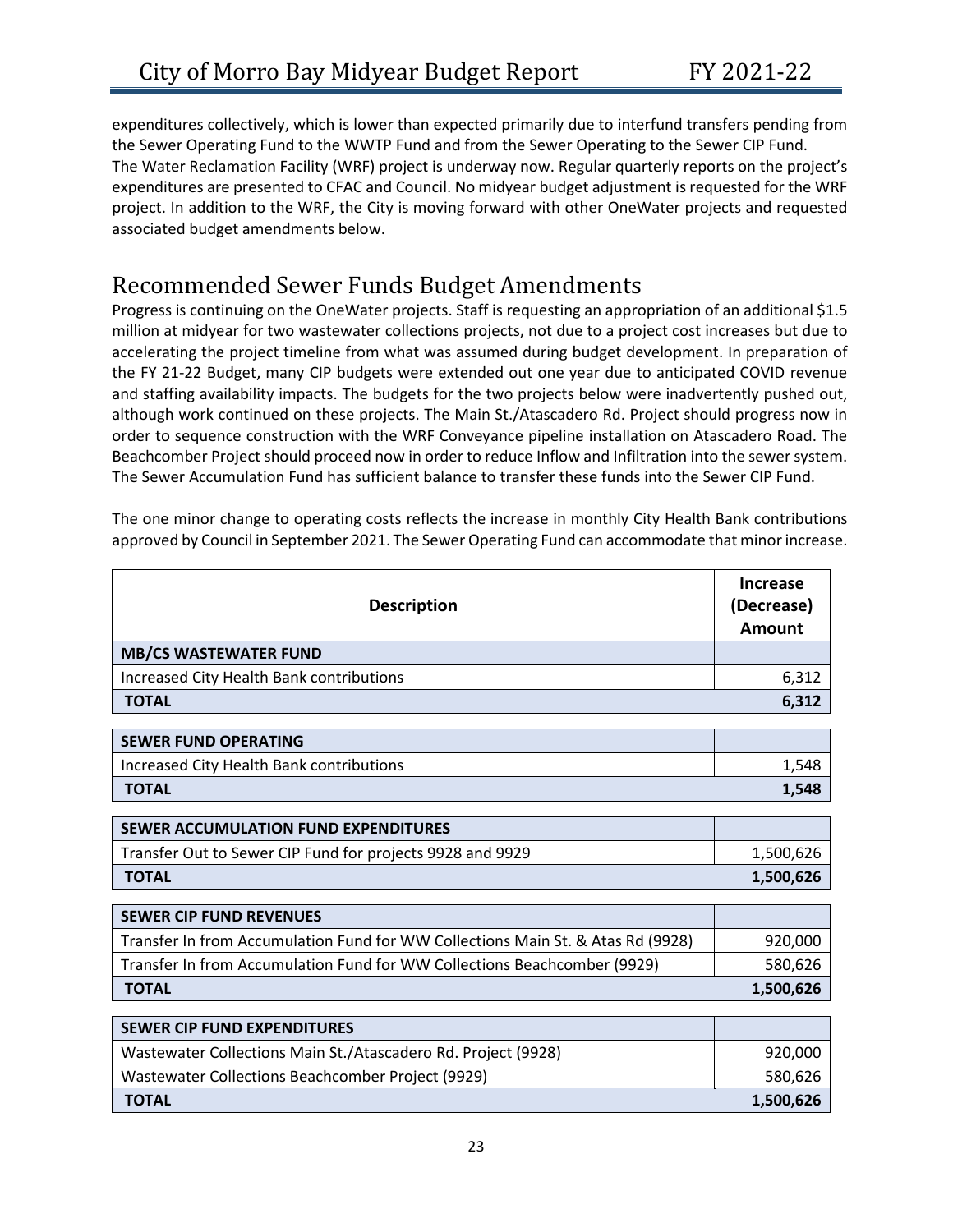expenditures collectively, which is lower than expected primarily due to interfund transfers pending from the Sewer Operating Fund to the WWTP Fund and from the Sewer Operating to the Sewer CIP Fund. The Water Reclamation Facility (WRF) project is underway now. Regular quarterly reports on the project's expenditures are presented to CFAC and Council. No midyear budget adjustment is requested for the WRF project. In addition to the WRF, the City is moving forward with other OneWater projects and requested associated budget amendments below.

## Recommended Sewer Funds Budget Amendments

Progress is continuing on the OneWater projects. Staff is requesting an appropriation of an additional $1.5 million at midyear for two wastewater collections projects, not due to a project cost increases but due to accelerating the project timeline from what was assumed during budget development. In preparation of the FY 21-22 Budget, many CIP budgets were extended out one year due to anticipated COVID revenue and staffing availability impacts. The budgets for the two projects below were inadvertently pushed out, although work continued on these projects. The Main St./Atascadero Rd. Project should progress now in order to sequence construction with the WRF Conveyance pipeline installation on Atascadero Road. The Beachcomber Project should proceed now in order to reduce Inflow and Infiltration into the sewer system. The Sewer Accumulation Fund has sufficient balance to transfer these funds into the Sewer CIP Fund.

The one minor change to operating costs reflects the increase in monthly City Health Bank contributions approved by Council in September 2021. The Sewer Operating Fund can accommodate that minor increase.

| Description | Increase (Decrease) Amount |
|---|---|
| **MB/CS WASTEWATER FUND** | |
| Increased City Health Bank contributions | 6,312 |
| **TOTAL** | **6,312** |
| **SEWER FUND OPERATING** | |
| Increased City Health Bank contributions | 1,548 |
| **TOTAL** | **1,548** |
| **SEWER ACCUMULATION FUND EXPENDITURES** | |
| Transfer Out to Sewer CIP Fund for projects 9928 and 9929 | 1,500,626 |
| **TOTAL** | **1,500,626** |
| **SEWER CIP FUND REVENUES** | |
| Transfer In from Accumulation Fund for WW Collections Main St. & Atas Rd (9928) | 920,000 |
| Transfer In from Accumulation Fund for WW Collections Beachcomber (9929) | 580,626 |
| **TOTAL** | **1,500,626** |
| **SEWER CIP FUND EXPENDITURES** | |
| Wastewater Collections Main St./Atascadero Rd. Project (9928) | 920,000 |
| Wastewater Collections Beachcomber Project (9929) | 580,626 |
| **TOTAL** | **1,500,626** |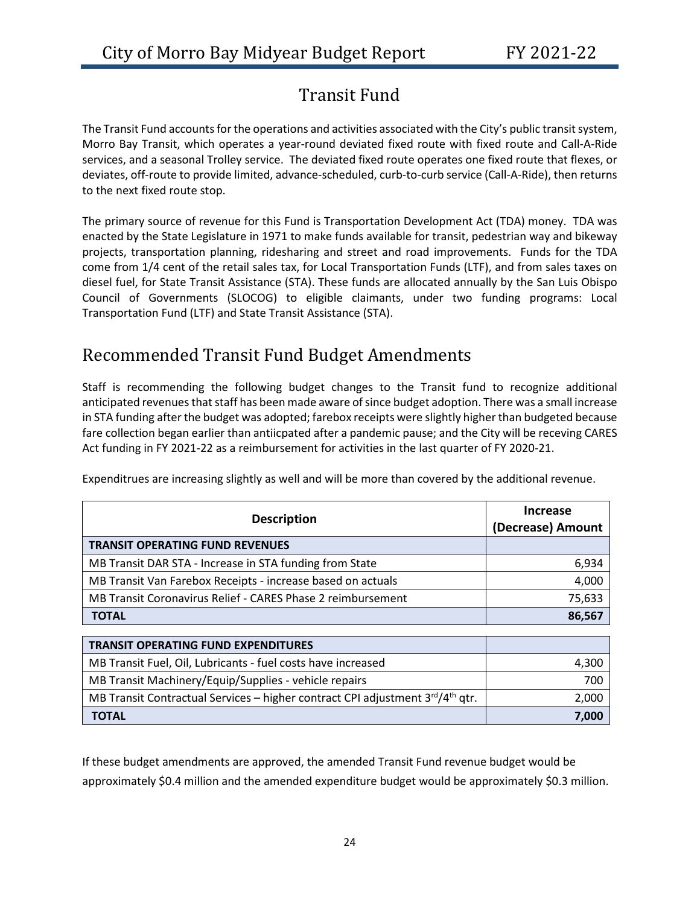# Transit Fund

The Transit Fund accounts for the operations and activities associated with the City's public transit system, Morro Bay Transit, which operates a year-round deviated fixed route with fixed route and Call-A-Ride services, and a seasonal Trolley service. The deviated fixed route operates one fixed route that flexes, or deviates, off-route to provide limited, advance-scheduled, curb-to-curb service (Call-A-Ride), then returns to the next fixed route stop.

The primary source of revenue for this Fund is Transportation Development Act (TDA) money. TDA was enacted by the State Legislature in 1971 to make funds available for transit, pedestrian way and bikeway projects, transportation planning, ridesharing and street and road improvements. Funds for the TDA come from 1/4 cent of the retail sales tax, for Local Transportation Funds (LTF), and from sales taxes on diesel fuel, for State Transit Assistance (STA). These funds are allocated annually by the San Luis Obispo Council of Governments (SLOCOG) to eligible claimants, under two funding programs: Local Transportation Fund (LTF) and State Transit Assistance (STA).

## Recommended Transit Fund Budget Amendments

Staff is recommending the following budget changes to the Transit fund to recognize additional anticipated revenues that staff has been made aware of since budget adoption. There was a small increase in STA funding after the budget was adopted; farebox receipts were slightly higher than budgeted because fare collection began earlier than antiicpated after a pandemic pause; and the City will be receving CARES Act funding in FY 2021-22 as a reimbursement for activities in the last quarter of FY 2020-21.

Expenditrues are increasing slightly as well and will be more than covered by the additional revenue.

| Description | Increase (Decrease) Amount |
|---|---:|
| **TRANSIT OPERATING FUND REVENUES** | |
| MB Transit DAR STA - Increase in STA funding from State | 6,934 |
| MB Transit Van Farebox Receipts - increase based on actuals | 4,000 |
| MB Transit Coronavirus Relief - CARES Phase 2 reimbursement | 75,633 |
| **TOTAL** | **86,567** |

| Description | Increase (Decrease) Amount |
|---|---:|
| **TRANSIT OPERATING FUND EXPENDITURES** | |
| MB Transit Fuel, Oil, Lubricants - fuel costs have increased | 4,300 |
| MB Transit Machinery/Equip/Supplies - vehicle repairs | 700 |
| MB Transit Contractual Services – higher contract CPI adjustment 3rd/4th qtr. | 2,000 |
| **TOTAL** | **7,000** |

If these budget amendments are approved, the amended Transit Fund revenue budget would be approximately $0.4 million and the amended expenditure budget would be approximately $0.3 million.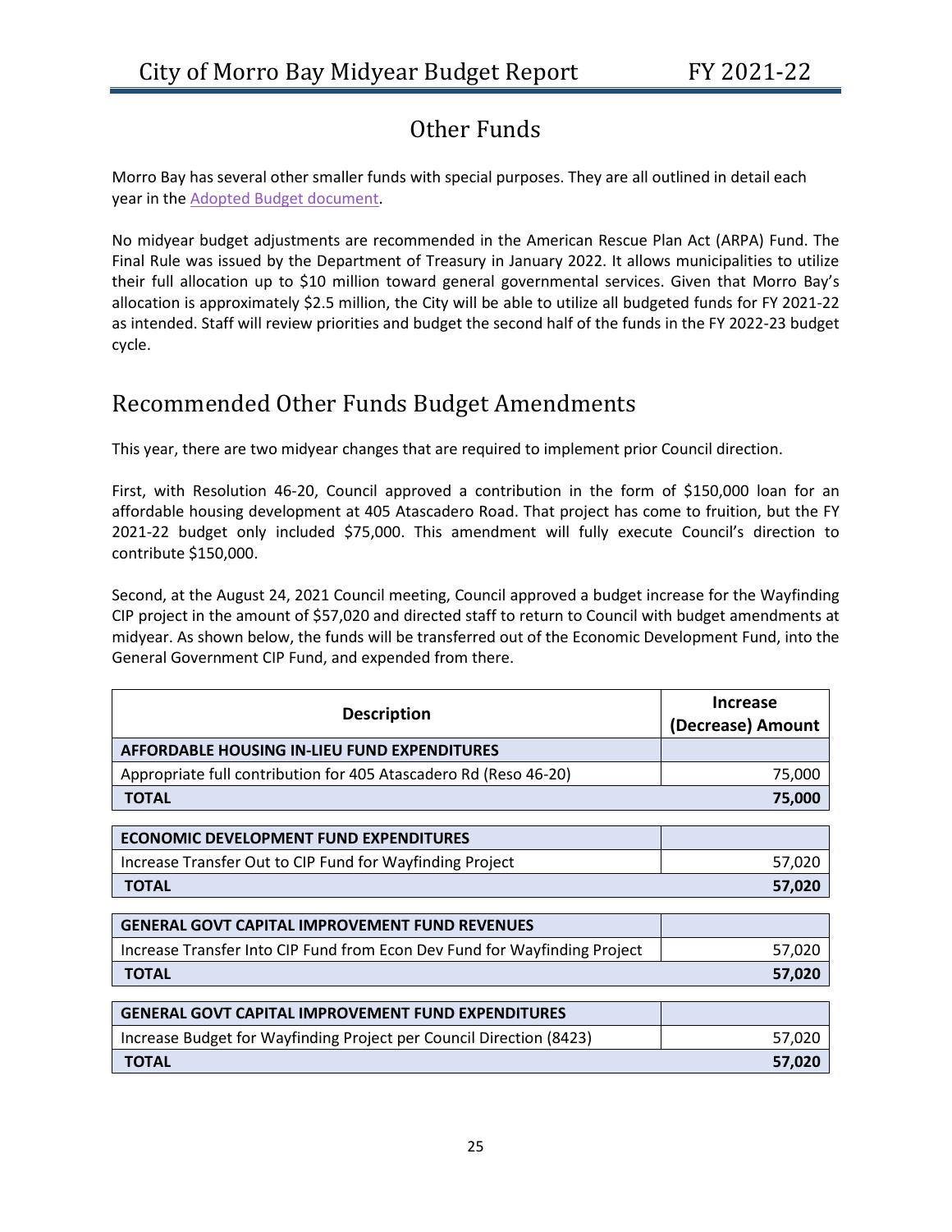# Other Funds

Morro Bay has several other smaller funds with special purposes. They are all outlined in detail each year in the [Adopted Budget document](#).

No midyear budget adjustments are recommended in the American Rescue Plan Act (ARPA) Fund. The Final Rule was issued by the Department of Treasury in January 2022. It allows municipalities to utilize their full allocation up to $10 million toward general governmental services. Given that Morro Bay's allocation is approximately $2.5 million, the City will be able to utilize all budgeted funds for FY 2021-22 as intended. Staff will review priorities and budget the second half of the funds in the FY 2022-23 budget cycle.

## Recommended Other Funds Budget Amendments

This year, there are two midyear changes that are required to implement prior Council direction.

First, with Resolution 46-20, Council approved a contribution in the form of $150,000 loan for an affordable housing development at 405 Atascadero Road. That project has come to fruition, but the FY 2021-22 budget only included $75,000. This amendment will fully execute Council's direction to contribute $150,000.

Second, at the August 24, 2021 Council meeting, Council approved a budget increase for the Wayfinding CIP project in the amount of $57,020 and directed staff to return to Council with budget amendments at midyear. As shown below, the funds will be transferred out of the Economic Development Fund, into the General Government CIP Fund, and expended from there.

| Description | Increase (Decrease) Amount |
|---|---|
| **AFFORDABLE HOUSING IN-LIEU FUND EXPENDITURES** | |
| Appropriate full contribution for 405 Atascadero Rd (Reso 46-20) | 75,000 |
| **TOTAL** | **75,000** |
| **ECONOMIC DEVELOPMENT FUND EXPENDITURES** | |
| Increase Transfer Out to CIP Fund for Wayfinding Project | 57,020 |
| **TOTAL** | **57,020** |
| **GENERAL GOVT CAPITAL IMPROVEMENT FUND REVENUES** | |
| Increase Transfer Into CIP Fund from Econ Dev Fund for Wayfinding Project | 57,020 |
| **TOTAL** | **57,020** |
| **GENERAL GOVT CAPITAL IMPROVEMENT FUND EXPENDITURES** | |
| Increase Budget for Wayfinding Project per Council Direction (8423) | 57,020 |
| **TOTAL** | **57,020** |